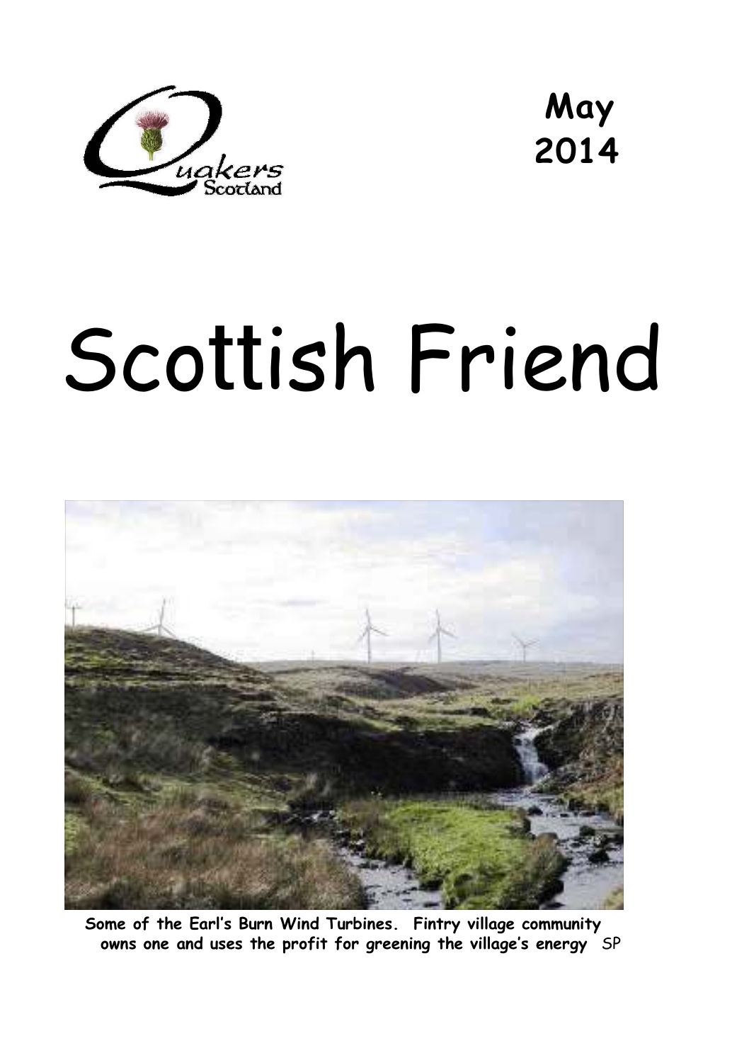Quakers Scotland

**May 2014**

# Scottish Friend

**Some of the Earl's Burn Wind Turbines. Fintry village community owns one and uses the profit for greening the village's energy** *SP*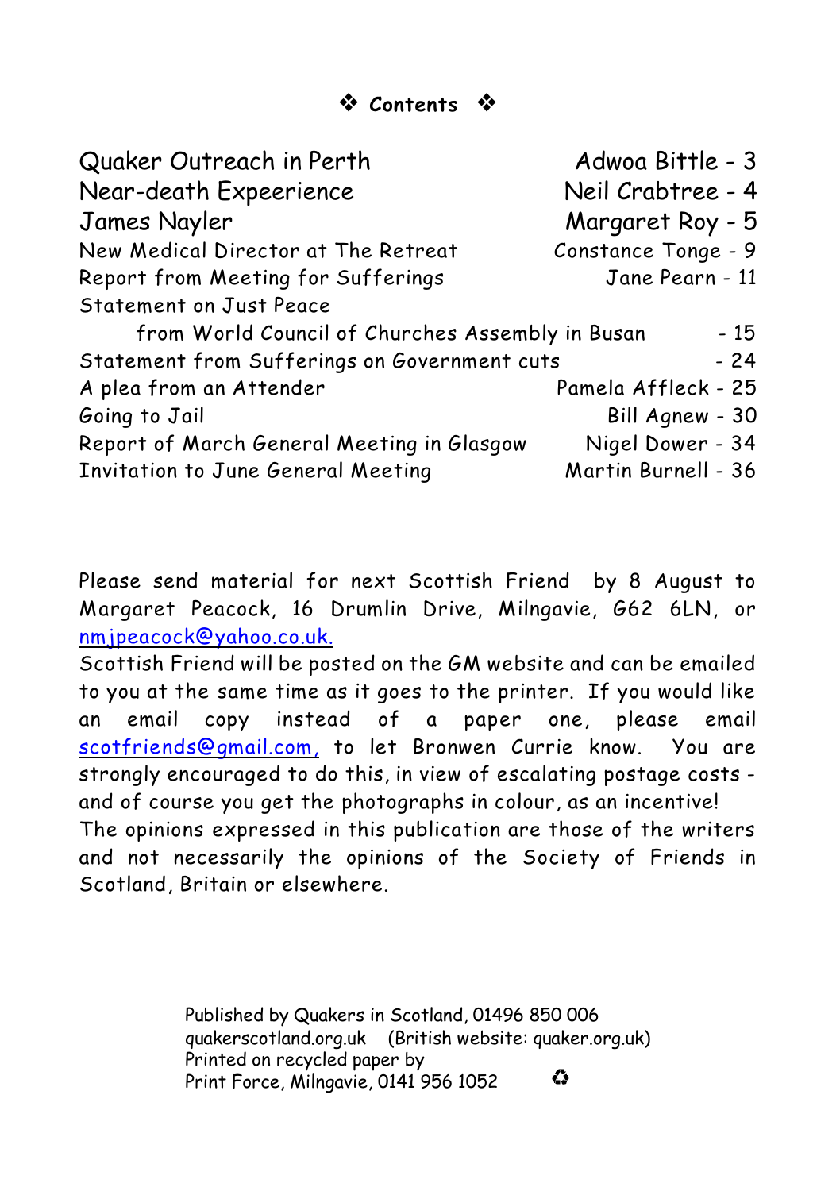## ❖ Contents ❖

| | |
|---|---|
| Quaker Outreach in Perth | Adwoa Bittle - 3 |
| Near-death Expeerience | Neil Crabtree - 4 |
| James Nayler | Margaret Roy - 5 |
| New Medical Director at The Retreat | Constance Tonge - 9 |
| Report from Meeting for Sufferings | Jane Pearn - 11 |
| Statement on Just Peace from World Council of Churches Assembly in Busan | - 15 |
| Statement from Sufferings on Government cuts | - 24 |
| A plea from an Attender | Pamela Affleck - 25 |
| Going to Jail | Bill Agnew - 30 |
| Report of March General Meeting in Glasgow | Nigel Dower - 34 |
| Invitation to June General Meeting | Martin Burnell - 36 |

Please send material for next Scottish Friend by 8 August to Margaret Peacock, 16 Drumlin Drive, Milngavie, G62 6LN, or nmjpeacock@yahoo.co.uk.

Scottish Friend will be posted on the GM website and can be emailed to you at the same time as it goes to the printer. If you would like an email copy instead of a paper one, please email scotfriends@gmail.com, to let Bronwen Currie know. You are strongly encouraged to do this, in view of escalating postage costs - and of course you get the photographs in colour, as an incentive!

The opinions expressed in this publication are those of the writers and not necessarily the opinions of the Society of Friends in Scotland, Britain or elsewhere.

Published by Quakers in Scotland, 01496 850 006
quakerscotland.org.uk (British website: quaker.org.uk)
Printed on recycled paper by
Print Force, Milngavie, 0141 956 1052 ♻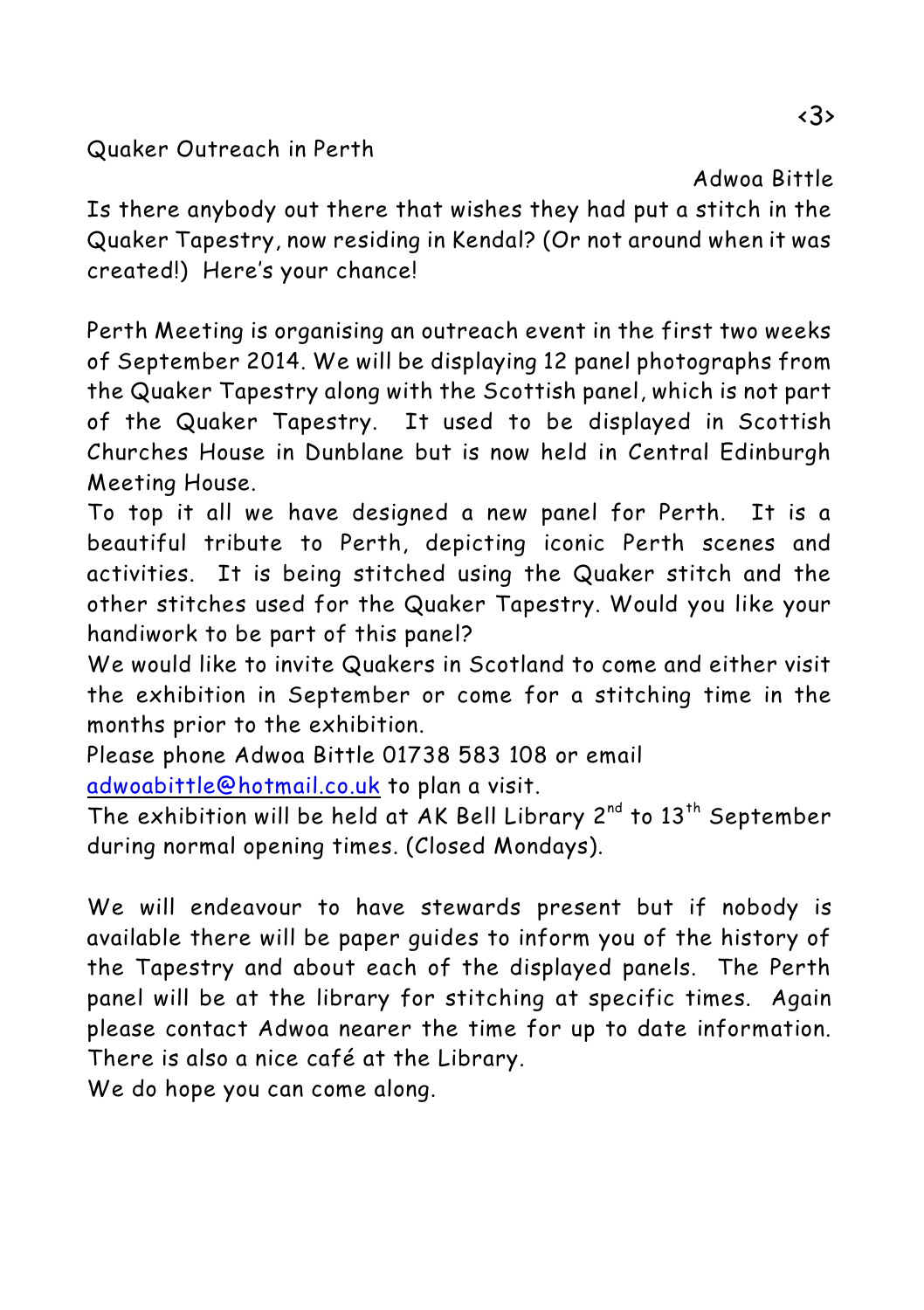## Quaker Outreach in Perth

Adwoa Bittle

Is there anybody out there that wishes they had put a stitch in the Quaker Tapestry, now residing in Kendal? (Or not around when it was created!) Here's your chance!

Perth Meeting is organising an outreach event in the first two weeks of September 2014. We will be displaying 12 panel photographs from the Quaker Tapestry along with the Scottish panel, which is not part of the Quaker Tapestry. It used to be displayed in Scottish Churches House in Dunblane but is now held in Central Edinburgh Meeting House.

To top it all we have designed a new panel for Perth. It is a beautiful tribute to Perth, depicting iconic Perth scenes and activities. It is being stitched using the Quaker stitch and the other stitches used for the Quaker Tapestry. Would you like your handiwork to be part of this panel?

We would like to invite Quakers in Scotland to come and either visit the exhibition in September or come for a stitching time in the months prior to the exhibition.

Please phone Adwoa Bittle 01738 583 108 or email adwoabittle@hotmail.co.uk to plan a visit.

The exhibition will be held at AK Bell Library 2nd to 13th September during normal opening times. (Closed Mondays).

We will endeavour to have stewards present but if nobody is available there will be paper guides to inform you of the history of the Tapestry and about each of the displayed panels. The Perth panel will be at the library for stitching at specific times. Again please contact Adwoa nearer the time for up to date information. There is also a nice café at the Library.

We do hope you can come along.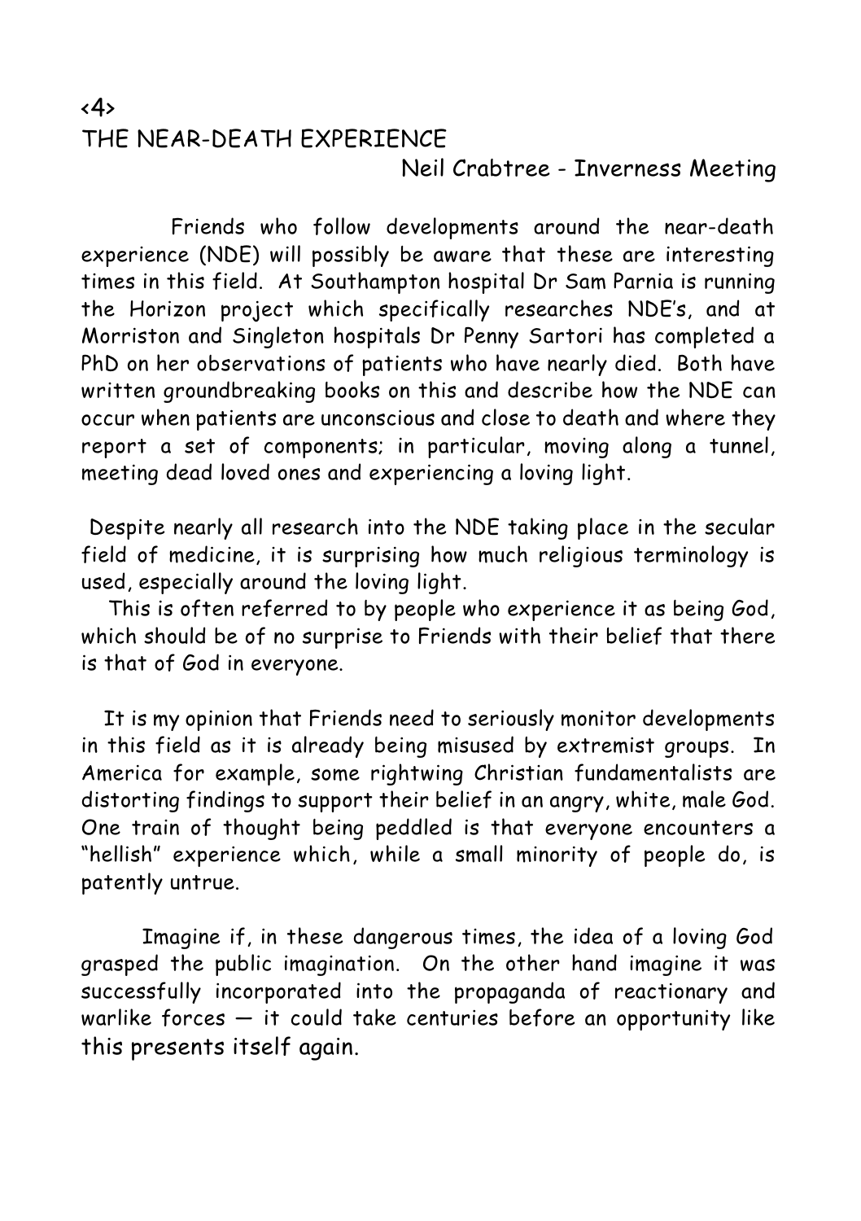<4>

# THE NEAR-DEATH EXPERIENCE

Neil Crabtree - Inverness Meeting

Friends who follow developments around the near-death experience (NDE) will possibly be aware that these are interesting times in this field. At Southampton hospital Dr Sam Parnia is running the Horizon project which specifically researches NDE's, and at Morriston and Singleton hospitals Dr Penny Sartori has completed a PhD on her observations of patients who have nearly died. Both have written groundbreaking books on this and describe how the NDE can occur when patients are unconscious and close to death and where they report a set of components; in particular, moving along a tunnel, meeting dead loved ones and experiencing a loving light.

Despite nearly all research into the NDE taking place in the secular field of medicine, it is surprising how much religious terminology is used, especially around the loving light.

This is often referred to by people who experience it as being God, which should be of no surprise to Friends with their belief that there is that of God in everyone.

It is my opinion that Friends need to seriously monitor developments in this field as it is already being misused by extremist groups. In America for example, some rightwing Christian fundamentalists are distorting findings to support their belief in an angry, white, male God. One train of thought being peddled is that everyone encounters a "hellish" experience which, while a small minority of people do, is patently untrue.

Imagine if, in these dangerous times, the idea of a loving God grasped the public imagination. On the other hand imagine it was successfully incorporated into the propaganda of reactionary and warlike forces — it could take centuries before an opportunity like this presents itself again.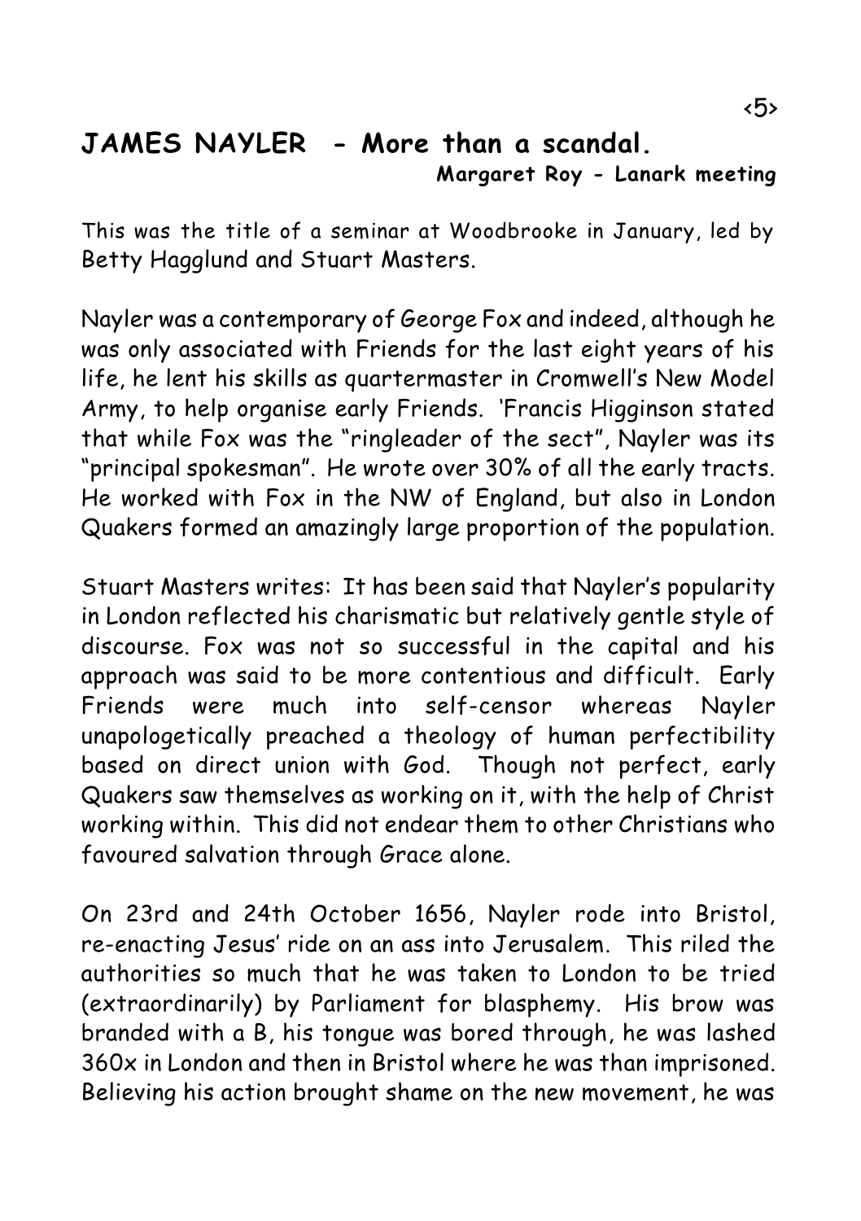## JAMES NAYLER - More than a scandal.

**Margaret Roy - Lanark meeting**

This was the title of a seminar at Woodbrooke in January, led by Betty Hagglund and Stuart Masters.

Nayler was a contemporary of George Fox and indeed, although he was only associated with Friends for the last eight years of his life, he lent his skills as quartermaster in Cromwell's New Model Army, to help organise early Friends. 'Francis Higginson stated that while Fox was the "ringleader of the sect", Nayler was its "principal spokesman". He wrote over 30% of all the early tracts. He worked with Fox in the NW of England, but also in London Quakers formed an amazingly large proportion of the population.

Stuart Masters writes: It has been said that Nayler's popularity in London reflected his charismatic but relatively gentle style of discourse. Fox was not so successful in the capital and his approach was said to be more contentious and difficult. Early Friends were much into self-censor whereas Nayler unapologetically preached a theology of human perfectibility based on direct union with God. Though not perfect, early Quakers saw themselves as working on it, with the help of Christ working within. This did not endear them to other Christians who favoured salvation through Grace alone.

On 23rd and 24th October 1656, Nayler rode into Bristol, re-enacting Jesus' ride on an ass into Jerusalem. This riled the authorities so much that he was taken to London to be tried (extraordinarily) by Parliament for blasphemy. His brow was branded with a B, his tongue was bored through, he was lashed 360x in London and then in Bristol where he was than imprisoned. Believing his action brought shame on the new movement, he was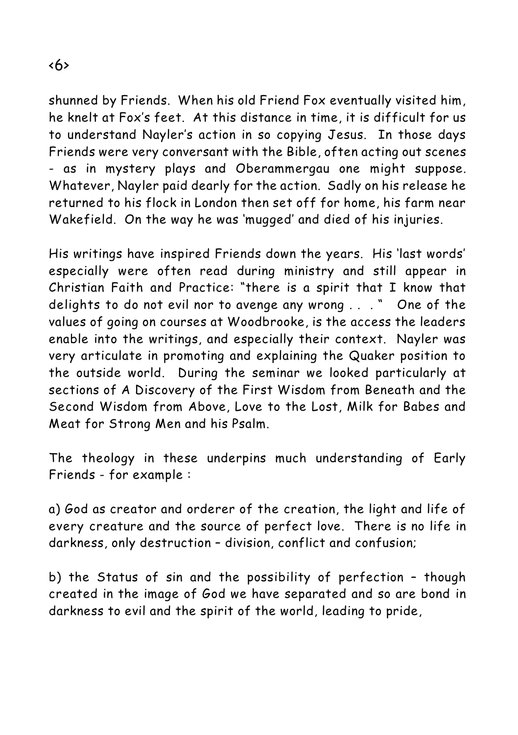shunned by Friends. When his old Friend Fox eventually visited him, he knelt at Fox's feet. At this distance in time, it is difficult for us to understand Nayler's action in so copying Jesus. In those days Friends were very conversant with the Bible, often acting out scenes - as in mystery plays and Oberammergau one might suppose. Whatever, Nayler paid dearly for the action. Sadly on his release he returned to his flock in London then set off for home, his farm near Wakefield. On the way he was 'mugged' and died of his injuries.

His writings have inspired Friends down the years. His 'last words' especially were often read during ministry and still appear in Christian Faith and Practice: "there is a spirit that I know that delights to do not evil nor to avenge any wrong . . . " One of the values of going on courses at Woodbrooke, is the access the leaders enable into the writings, and especially their context. Nayler was very articulate in promoting and explaining the Quaker position to the outside world. During the seminar we looked particularly at sections of A Discovery of the First Wisdom from Beneath and the Second Wisdom from Above, Love to the Lost, Milk for Babes and Meat for Strong Men and his Psalm.

The theology in these underpins much understanding of Early Friends - for example :

a) God as creator and orderer of the creation, the light and life of every creature and the source of perfect love. There is no life in darkness, only destruction – division, conflict and confusion;

b) the Status of sin and the possibility of perfection – though created in the image of God we have separated and so are bond in darkness to evil and the spirit of the world, leading to pride,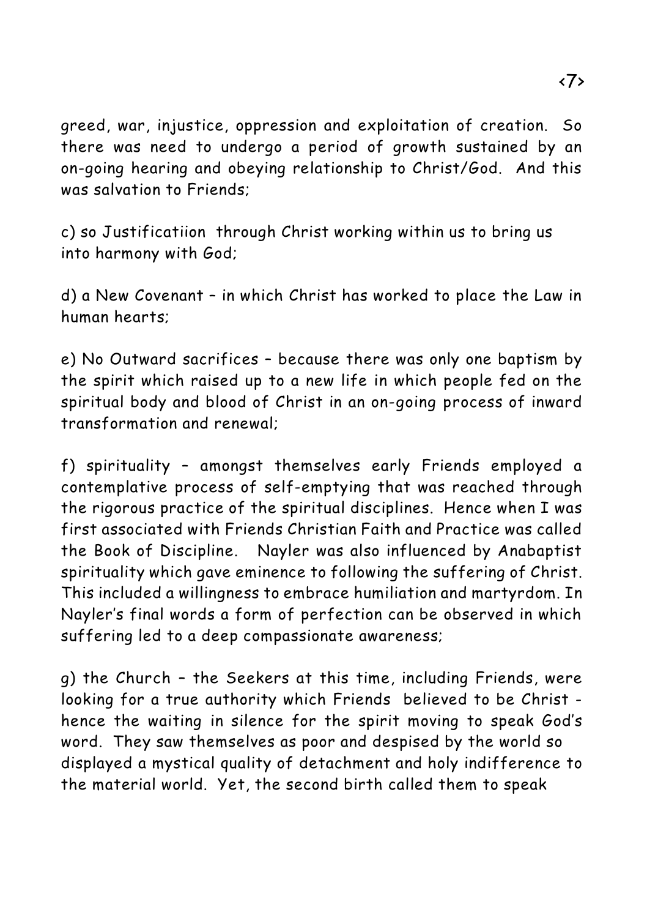greed, war, injustice, oppression and exploitation of creation. So there was need to undergo a period of growth sustained by an on-going hearing and obeying relationship to Christ/God. And this was salvation to Friends;

c) so Justificatiion through Christ working within us to bring us into harmony with God;

d) a New Covenant – in which Christ has worked to place the Law in human hearts;

e) No Outward sacrifices – because there was only one baptism by the spirit which raised up to a new life in which people fed on the spiritual body and blood of Christ in an on-going process of inward transformation and renewal;

f) spirituality – amongst themselves early Friends employed a contemplative process of self-emptying that was reached through the rigorous practice of the spiritual disciplines. Hence when I was first associated with Friends Christian Faith and Practice was called the Book of Discipline. Nayler was also influenced by Anabaptist spirituality which gave eminence to following the suffering of Christ. This included a willingness to embrace humiliation and martyrdom. In Nayler's final words a form of perfection can be observed in which suffering led to a deep compassionate awareness;

g) the Church – the Seekers at this time, including Friends, were looking for a true authority which Friends believed to be Christ - hence the waiting in silence for the spirit moving to speak God's word. They saw themselves as poor and despised by the world so displayed a mystical quality of detachment and holy indifference to the material world. Yet, the second birth called them to speak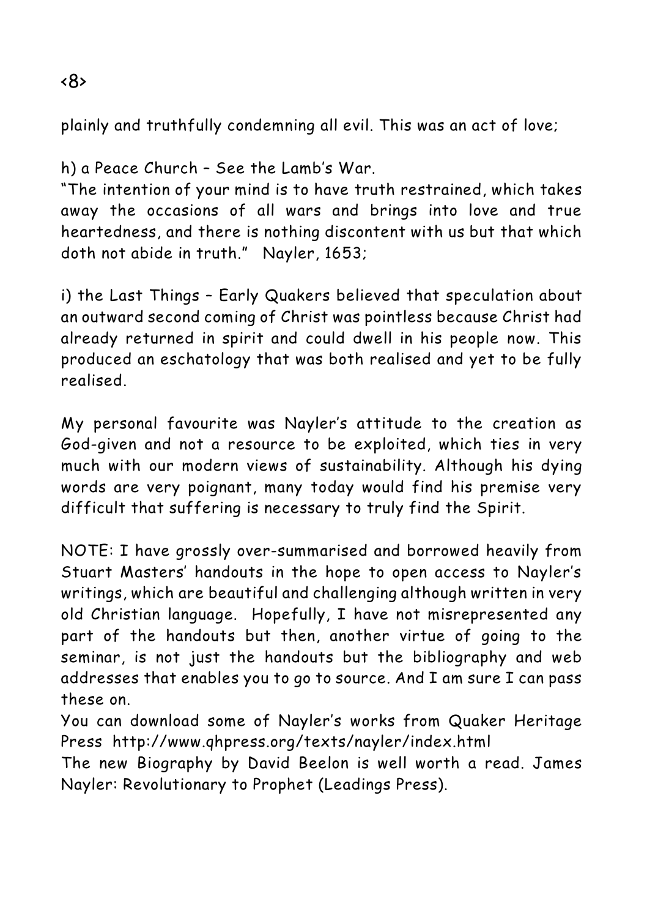plainly and truthfully condemning all evil. This was an act of love;

h) a Peace Church – See the Lamb's War.
"The intention of your mind is to have truth restrained, which takes away the occasions of all wars and brings into love and true heartedness, and there is nothing discontent with us but that which doth not abide in truth." Nayler, 1653;

i) the Last Things – Early Quakers believed that speculation about an outward second coming of Christ was pointless because Christ had already returned in spirit and could dwell in his people now. This produced an eschatology that was both realised and yet to be fully realised.

My personal favourite was Nayler's attitude to the creation as God-given and not a resource to be exploited, which ties in very much with our modern views of sustainability. Although his dying words are very poignant, many today would find his premise very difficult that suffering is necessary to truly find the Spirit.

NOTE: I have grossly over-summarised and borrowed heavily from Stuart Masters' handouts in the hope to open access to Nayler's writings, which are beautiful and challenging although written in very old Christian language. Hopefully, I have not misrepresented any part of the handouts but then, another virtue of going to the seminar, is not just the handouts but the bibliography and web addresses that enables you to go to source. And I am sure I can pass these on.
You can download some of Nayler's works from Quaker Heritage Press http://www.qhpress.org/texts/nayler/index.html
The new Biography by David Beelon is well worth a read. James Nayler: Revolutionary to Prophet (Leadings Press).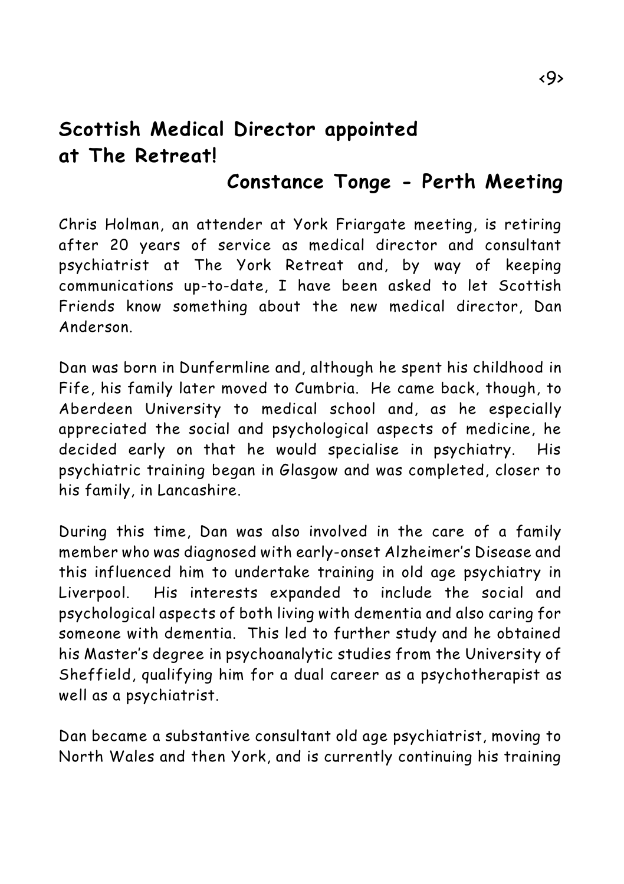## Scottish Medical Director appointed at The Retreat!

### Constance Tonge - Perth Meeting

Chris Holman, an attender at York Friargate meeting, is retiring after 20 years of service as medical director and consultant psychiatrist at The York Retreat and, by way of keeping communications up-to-date, I have been asked to let Scottish Friends know something about the new medical director, Dan Anderson.

Dan was born in Dunfermline and, although he spent his childhood in Fife, his family later moved to Cumbria. He came back, though, to Aberdeen University to medical school and, as he especially appreciated the social and psychological aspects of medicine, he decided early on that he would specialise in psychiatry. His psychiatric training began in Glasgow and was completed, closer to his family, in Lancashire.

During this time, Dan was also involved in the care of a family member who was diagnosed with early-onset Alzheimer's Disease and this influenced him to undertake training in old age psychiatry in Liverpool. His interests expanded to include the social and psychological aspects of both living with dementia and also caring for someone with dementia. This led to further study and he obtained his Master's degree in psychoanalytic studies from the University of Sheffield, qualifying him for a dual career as a psychotherapist as well as a psychiatrist.

Dan became a substantive consultant old age psychiatrist, moving to North Wales and then York, and is currently continuing his training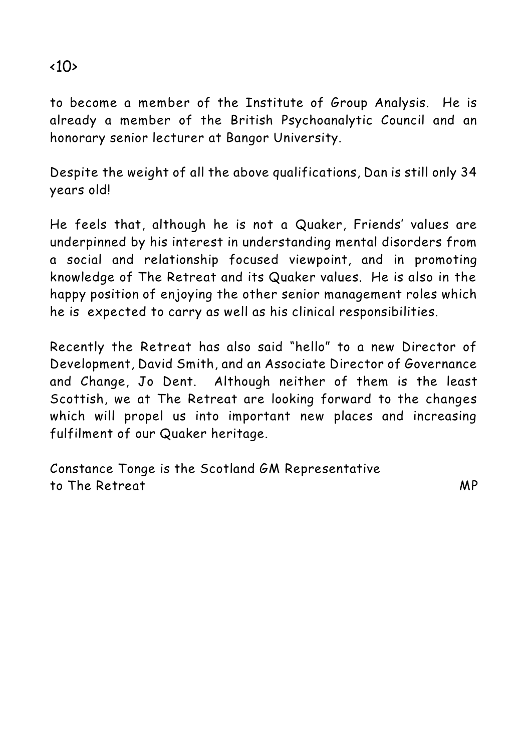to become a member of the Institute of Group Analysis. He is already a member of the British Psychoanalytic Council and an honorary senior lecturer at Bangor University.

Despite the weight of all the above qualifications, Dan is still only 34 years old!

He feels that, although he is not a Quaker, Friends' values are underpinned by his interest in understanding mental disorders from a social and relationship focused viewpoint, and in promoting knowledge of The Retreat and its Quaker values. He is also in the happy position of enjoying the other senior management roles which he is expected to carry as well as his clinical responsibilities.

Recently the Retreat has also said "hello" to a new Director of Development, David Smith, and an Associate Director of Governance and Change, Jo Dent. Although neither of them is the least Scottish, we at The Retreat are looking forward to the changes which will propel us into important new places and increasing fulfilment of our Quaker heritage.

Constance Tonge is the Scotland GM Representative to The Retreat

MP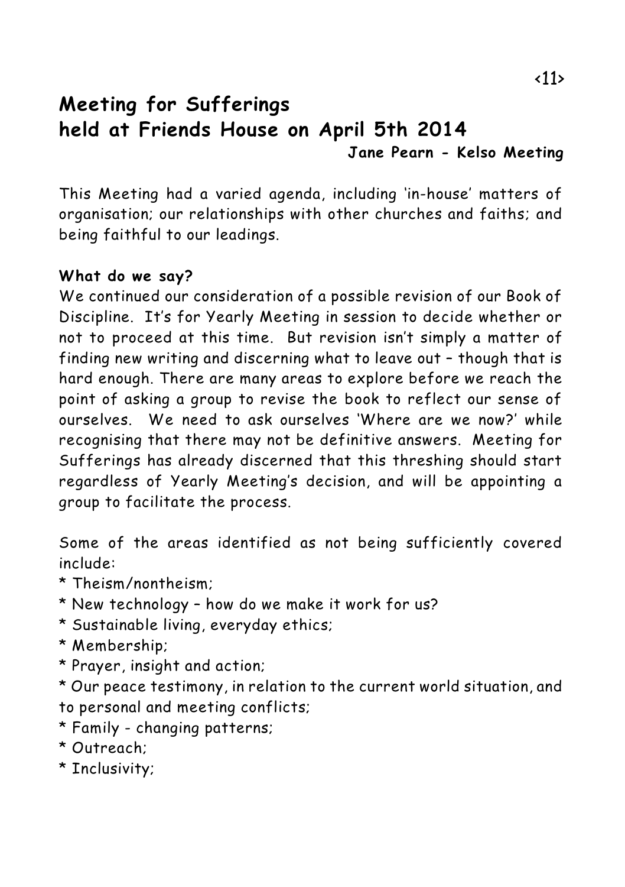## Meeting for Sufferings held at Friends House on April 5th 2014

**Jane Pearn - Kelso Meeting**

This Meeting had a varied agenda, including 'in-house' matters of organisation; our relationships with other churches and faiths; and being faithful to our leadings.

**What do we say?**

We continued our consideration of a possible revision of our Book of Discipline. It's for Yearly Meeting in session to decide whether or not to proceed at this time. But revision isn't simply a matter of finding new writing and discerning what to leave out – though that is hard enough. There are many areas to explore before we reach the point of asking a group to revise the book to reflect our sense of ourselves. We need to ask ourselves 'Where are we now?' while recognising that there may not be definitive answers. Meeting for Sufferings has already discerned that this threshing should start regardless of Yearly Meeting's decision, and will be appointing a group to facilitate the process.

Some of the areas identified as not being sufficiently covered include:

* Theism/nontheism;
* New technology – how do we make it work for us?
* Sustainable living, everyday ethics;
* Membership;
* Prayer, insight and action;
* Our peace testimony, in relation to the current world situation, and to personal and meeting conflicts;
* Family - changing patterns;
* Outreach;
* Inclusivity;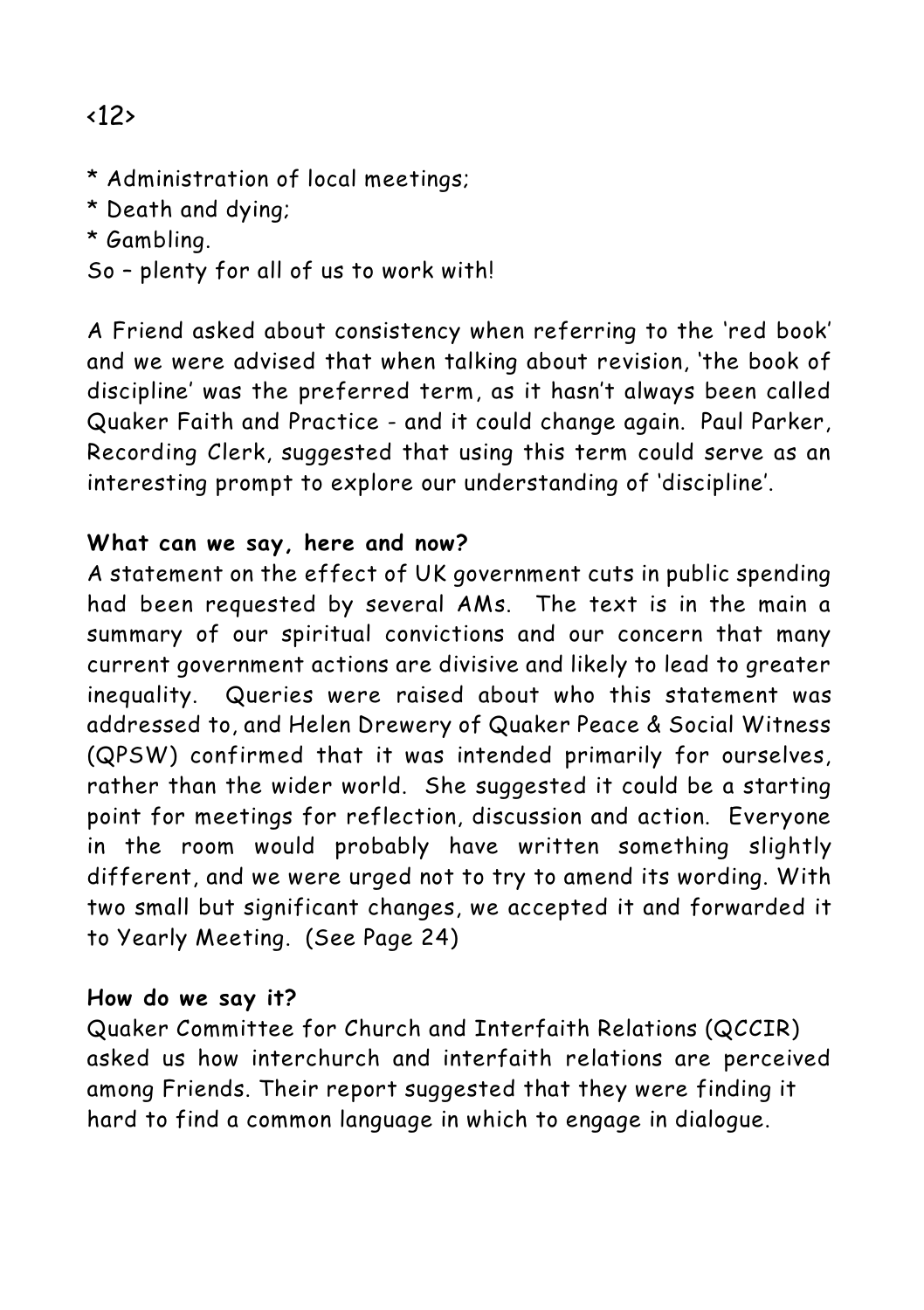* Administration of local meetings;
* Death and dying;
* Gambling.

So – plenty for all of us to work with!

A Friend asked about consistency when referring to the 'red book' and we were advised that when talking about revision, 'the book of discipline' was the preferred term, as it hasn't always been called Quaker Faith and Practice - and it could change again. Paul Parker, Recording Clerk, suggested that using this term could serve as an interesting prompt to explore our understanding of 'discipline'.

**What can we say, here and now?**

A statement on the effect of UK government cuts in public spending had been requested by several AMs. The text is in the main a summary of our spiritual convictions and our concern that many current government actions are divisive and likely to lead to greater inequality. Queries were raised about who this statement was addressed to, and Helen Drewery of Quaker Peace & Social Witness (QPSW) confirmed that it was intended primarily for ourselves, rather than the wider world. She suggested it could be a starting point for meetings for reflection, discussion and action. Everyone in the room would probably have written something slightly different, and we were urged not to try to amend its wording. With two small but significant changes, we accepted it and forwarded it to Yearly Meeting. (See Page 24)

**How do we say it?**

Quaker Committee for Church and Interfaith Relations (QCCIR) asked us how interchurch and interfaith relations are perceived among Friends. Their report suggested that they were finding it hard to find a common language in which to engage in dialogue.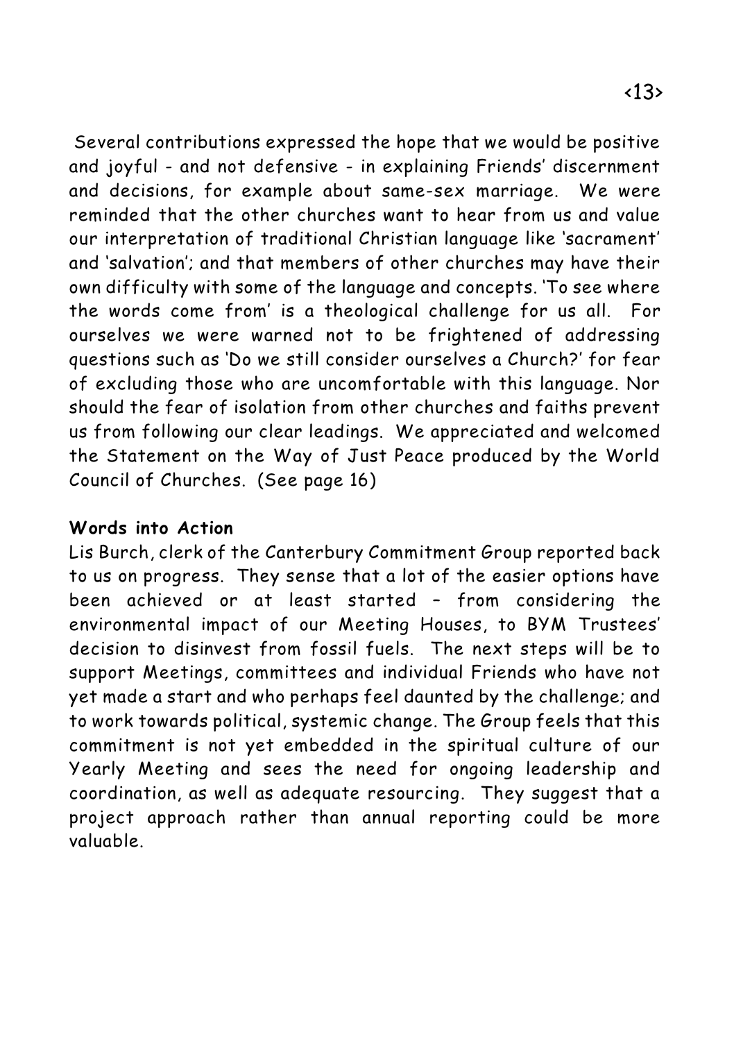Several contributions expressed the hope that we would be positive and joyful - and not defensive - in explaining Friends' discernment and decisions, for example about same-sex marriage. We were reminded that the other churches want to hear from us and value our interpretation of traditional Christian language like 'sacrament' and 'salvation'; and that members of other churches may have their own difficulty with some of the language and concepts. 'To see where the words come from' is a theological challenge for us all. For ourselves we were warned not to be frightened of addressing questions such as 'Do we still consider ourselves a Church?' for fear of excluding those who are uncomfortable with this language. Nor should the fear of isolation from other churches and faiths prevent us from following our clear leadings. We appreciated and welcomed the Statement on the Way of Just Peace produced by the World Council of Churches. (See page 16)

**Words into Action**

Lis Burch, clerk of the Canterbury Commitment Group reported back to us on progress. They sense that a lot of the easier options have been achieved or at least started – from considering the environmental impact of our Meeting Houses, to BYM Trustees' decision to disinvest from fossil fuels. The next steps will be to support Meetings, committees and individual Friends who have not yet made a start and who perhaps feel daunted by the challenge; and to work towards political, systemic change. The Group feels that this commitment is not yet embedded in the spiritual culture of our Yearly Meeting and sees the need for ongoing leadership and coordination, as well as adequate resourcing. They suggest that a project approach rather than annual reporting could be more valuable.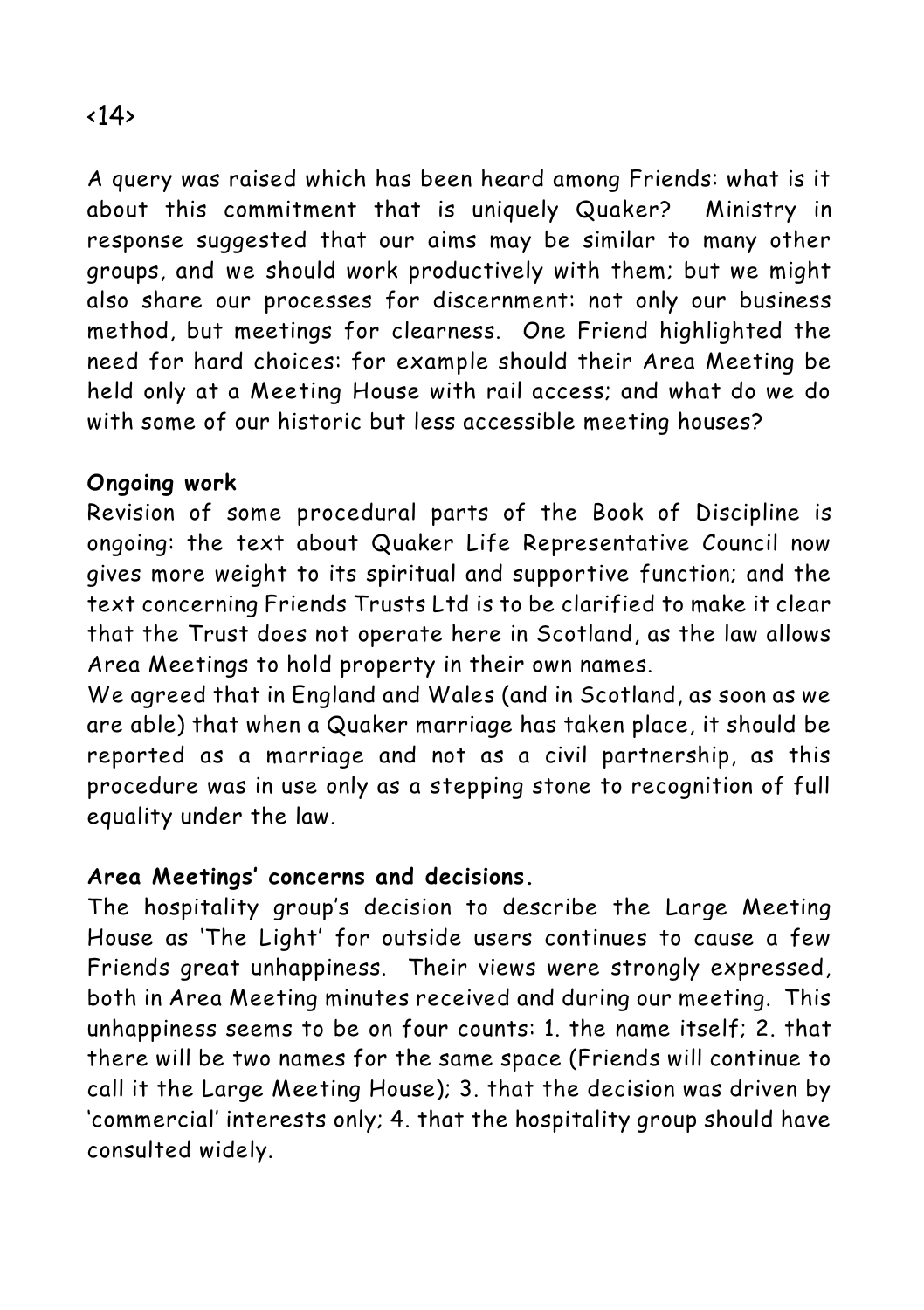A query was raised which has been heard among Friends: what is it about this commitment that is uniquely Quaker? Ministry in response suggested that our aims may be similar to many other groups, and we should work productively with them; but we might also share our processes for discernment: not only our business method, but meetings for clearness. One Friend highlighted the need for hard choices: for example should their Area Meeting be held only at a Meeting House with rail access; and what do we do with some of our historic but less accessible meeting houses?

**Ongoing work**

Revision of some procedural parts of the Book of Discipline is ongoing: the text about Quaker Life Representative Council now gives more weight to its spiritual and supportive function; and the text concerning Friends Trusts Ltd is to be clarified to make it clear that the Trust does not operate here in Scotland, as the law allows Area Meetings to hold property in their own names.

We agreed that in England and Wales (and in Scotland, as soon as we are able) that when a Quaker marriage has taken place, it should be reported as a marriage and not as a civil partnership, as this procedure was in use only as a stepping stone to recognition of full equality under the law.

**Area Meetings' concerns and decisions.**

The hospitality group's decision to describe the Large Meeting House as 'The Light' for outside users continues to cause a few Friends great unhappiness. Their views were strongly expressed, both in Area Meeting minutes received and during our meeting. This unhappiness seems to be on four counts: 1. the name itself; 2. that there will be two names for the same space (Friends will continue to call it the Large Meeting House); 3. that the decision was driven by 'commercial' interests only; 4. that the hospitality group should have consulted widely.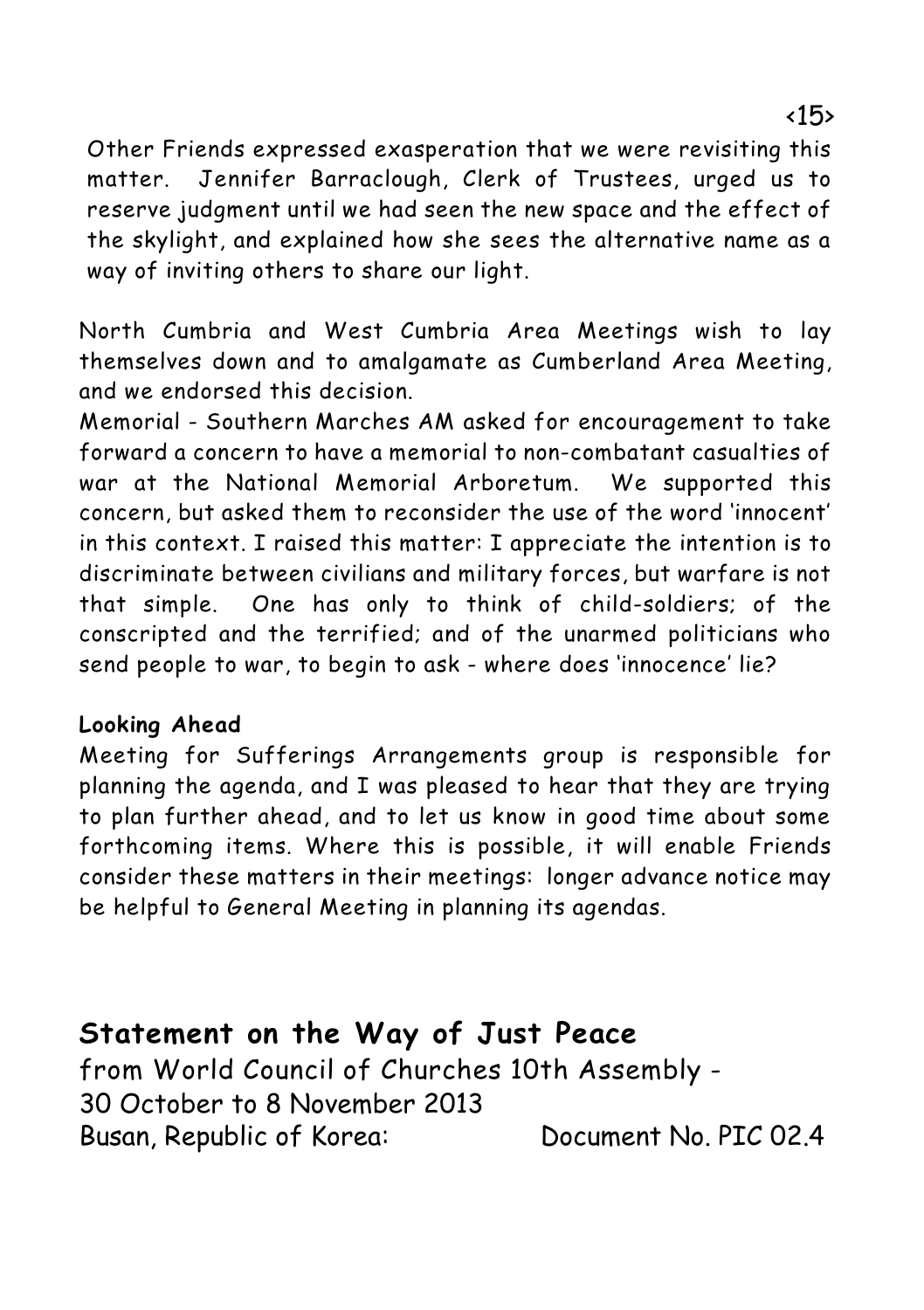Other Friends expressed exasperation that we were revisiting this matter. Jennifer Barraclough, Clerk of Trustees, urged us to reserve judgment until we had seen the new space and the effect of the skylight, and explained how she sees the alternative name as a way of inviting others to share our light.

North Cumbria and West Cumbria Area Meetings wish to lay themselves down and to amalgamate as Cumberland Area Meeting, and we endorsed this decision.

Memorial - Southern Marches AM asked for encouragement to take forward a concern to have a memorial to non-combatant casualties of war at the National Memorial Arboretum. We supported this concern, but asked them to reconsider the use of the word 'innocent' in this context. I raised this matter: I appreciate the intention is to discriminate between civilians and military forces, but warfare is not that simple. One has only to think of child-soldiers; of the conscripted and the terrified; and of the unarmed politicians who send people to war, to begin to ask - where does 'innocence' lie?

**Looking Ahead**

Meeting for Sufferings Arrangements group is responsible for planning the agenda, and I was pleased to hear that they are trying to plan further ahead, and to let us know in good time about some forthcoming items. Where this is possible, it will enable Friends consider these matters in their meetings: longer advance notice may be helpful to General Meeting in planning its agendas.

## Statement on the Way of Just Peace

from World Council of Churches 10th Assembly -
30 October to 8 November 2013
Busan, Republic of Korea: Document No. PIC 02.4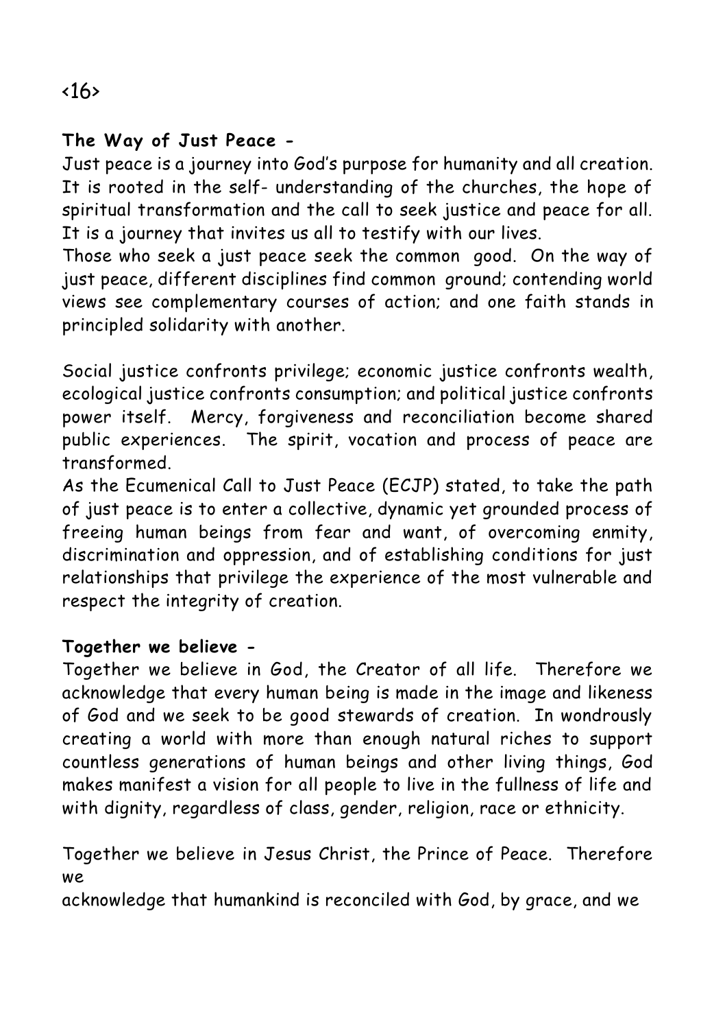**The Way of Just Peace -**

Just peace is a journey into God's purpose for humanity and all creation. It is rooted in the self- understanding of the churches, the hope of spiritual transformation and the call to seek justice and peace for all. It is a journey that invites us all to testify with our lives.

Those who seek a just peace seek the common good. On the way of just peace, different disciplines find common ground; contending world views see complementary courses of action; and one faith stands in principled solidarity with another.

Social justice confronts privilege; economic justice confronts wealth, ecological justice confronts consumption; and political justice confronts power itself. Mercy, forgiveness and reconciliation become shared public experiences. The spirit, vocation and process of peace are transformed.

As the Ecumenical Call to Just Peace (ECJP) stated, to take the path of just peace is to enter a collective, dynamic yet grounded process of freeing human beings from fear and want, of overcoming enmity, discrimination and oppression, and of establishing conditions for just relationships that privilege the experience of the most vulnerable and respect the integrity of creation.

**Together we believe -**

Together we believe in God, the Creator of all life. Therefore we acknowledge that every human being is made in the image and likeness of God and we seek to be good stewards of creation. In wondrously creating a world with more than enough natural riches to support countless generations of human beings and other living things, God makes manifest a vision for all people to live in the fullness of life and with dignity, regardless of class, gender, religion, race or ethnicity.

Together we believe in Jesus Christ, the Prince of Peace. Therefore we acknowledge that humankind is reconciled with God, by grace, and we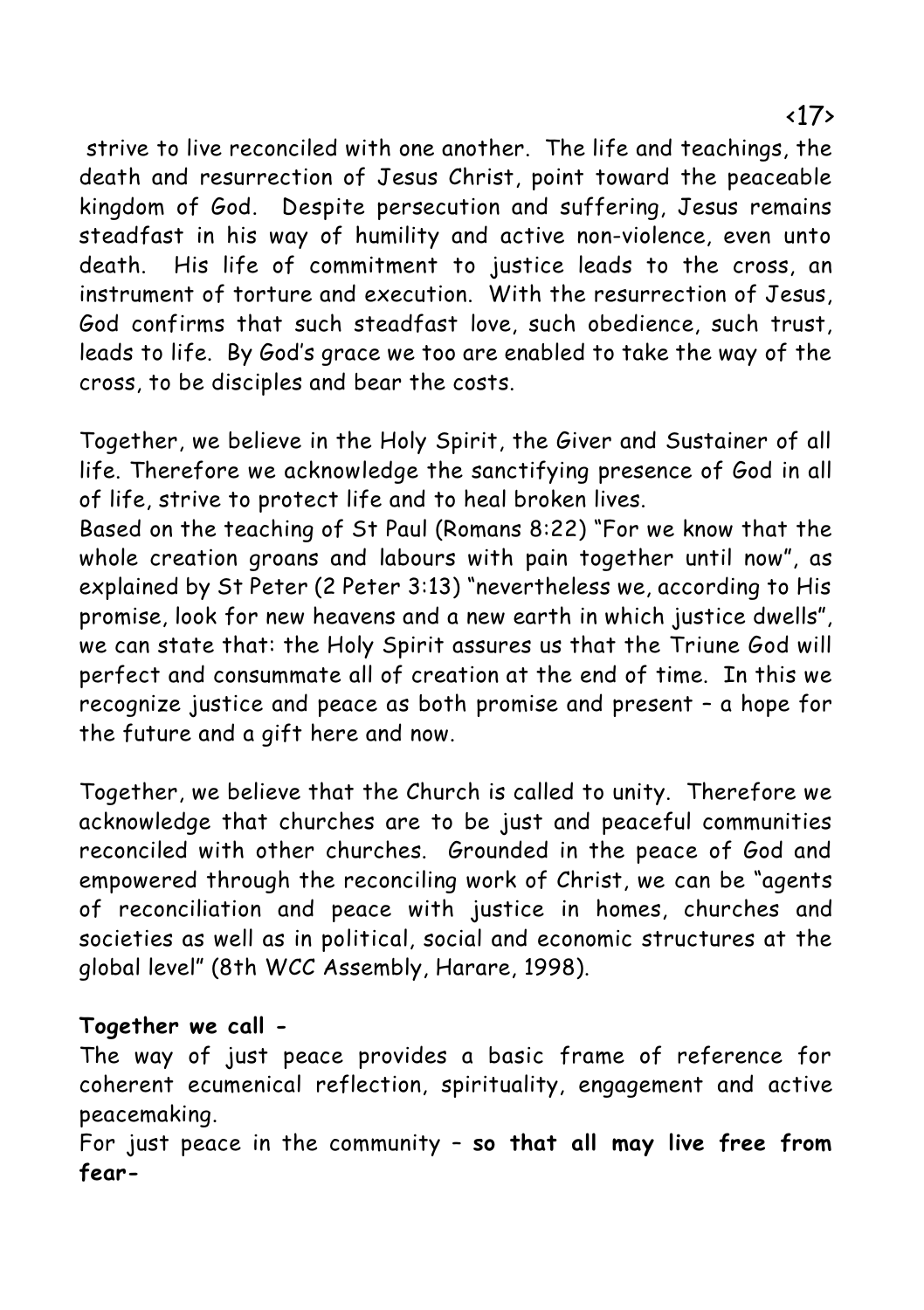strive to live reconciled with one another. The life and teachings, the death and resurrection of Jesus Christ, point toward the peaceable kingdom of God. Despite persecution and suffering, Jesus remains steadfast in his way of humility and active non-violence, even unto death. His life of commitment to justice leads to the cross, an instrument of torture and execution. With the resurrection of Jesus, God confirms that such steadfast love, such obedience, such trust, leads to life. By God's grace we too are enabled to take the way of the cross, to be disciples and bear the costs.

Together, we believe in the Holy Spirit, the Giver and Sustainer of all life. Therefore we acknowledge the sanctifying presence of God in all of life, strive to protect life and to heal broken lives.
Based on the teaching of St Paul (Romans 8:22) "For we know that the whole creation groans and labours with pain together until now", as explained by St Peter (2 Peter 3:13) "nevertheless we, according to His promise, look for new heavens and a new earth in which justice dwells", we can state that: the Holy Spirit assures us that the Triune God will perfect and consummate all of creation at the end of time. In this we recognize justice and peace as both promise and present – a hope for the future and a gift here and now.

Together, we believe that the Church is called to unity. Therefore we acknowledge that churches are to be just and peaceful communities reconciled with other churches. Grounded in the peace of God and empowered through the reconciling work of Christ, we can be "agents of reconciliation and peace with justice in homes, churches and societies as well as in political, social and economic structures at the global level" (8th WCC Assembly, Harare, 1998).

**Together we call -**
The way of just peace provides a basic frame of reference for coherent ecumenical reflection, spirituality, engagement and active peacemaking.
For just peace in the community – **so that all may live free from fear-**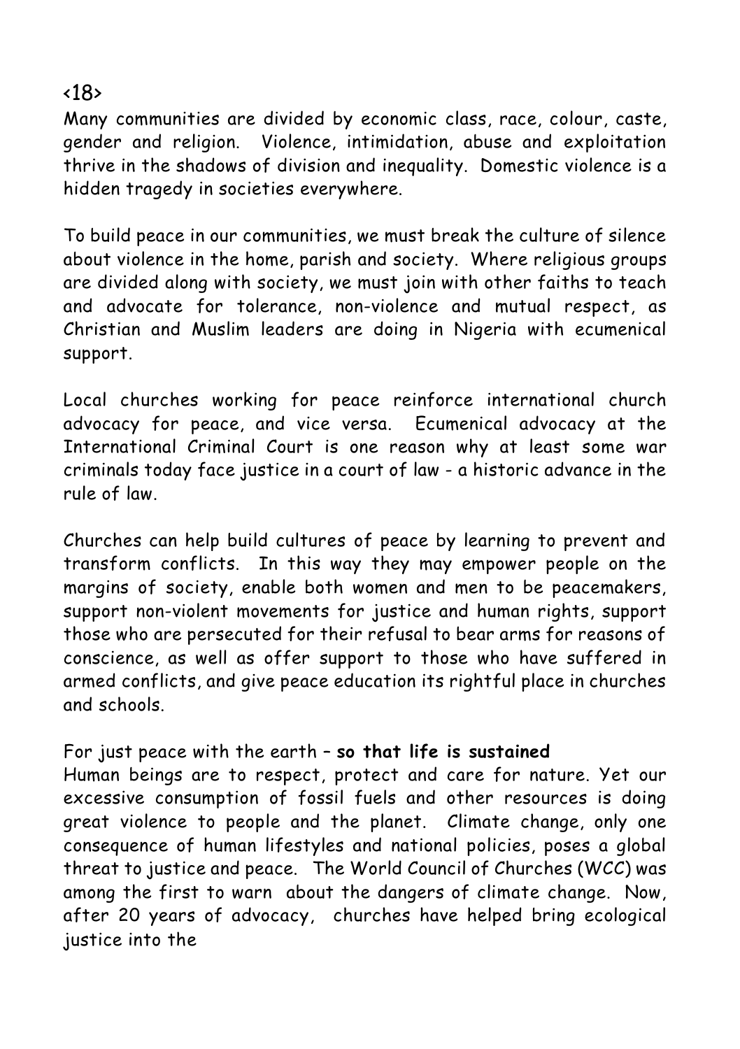Many communities are divided by economic class, race, colour, caste, gender and religion. Violence, intimidation, abuse and exploitation thrive in the shadows of division and inequality. Domestic violence is a hidden tragedy in societies everywhere.

To build peace in our communities, we must break the culture of silence about violence in the home, parish and society. Where religious groups are divided along with society, we must join with other faiths to teach and advocate for tolerance, non-violence and mutual respect, as Christian and Muslim leaders are doing in Nigeria with ecumenical support.

Local churches working for peace reinforce international church advocacy for peace, and vice versa. Ecumenical advocacy at the International Criminal Court is one reason why at least some war criminals today face justice in a court of law - a historic advance in the rule of law.

Churches can help build cultures of peace by learning to prevent and transform conflicts. In this way they may empower people on the margins of society, enable both women and men to be peacemakers, support non-violent movements for justice and human rights, support those who are persecuted for their refusal to bear arms for reasons of conscience, as well as offer support to those who have suffered in armed conflicts, and give peace education its rightful place in churches and schools.

For just peace with the earth – **so that life is sustained**

Human beings are to respect, protect and care for nature. Yet our excessive consumption of fossil fuels and other resources is doing great violence to people and the planet. Climate change, only one consequence of human lifestyles and national policies, poses a global threat to justice and peace. The World Council of Churches (WCC) was among the first to warn about the dangers of climate change. Now, after 20 years of advocacy, churches have helped bring ecological justice into the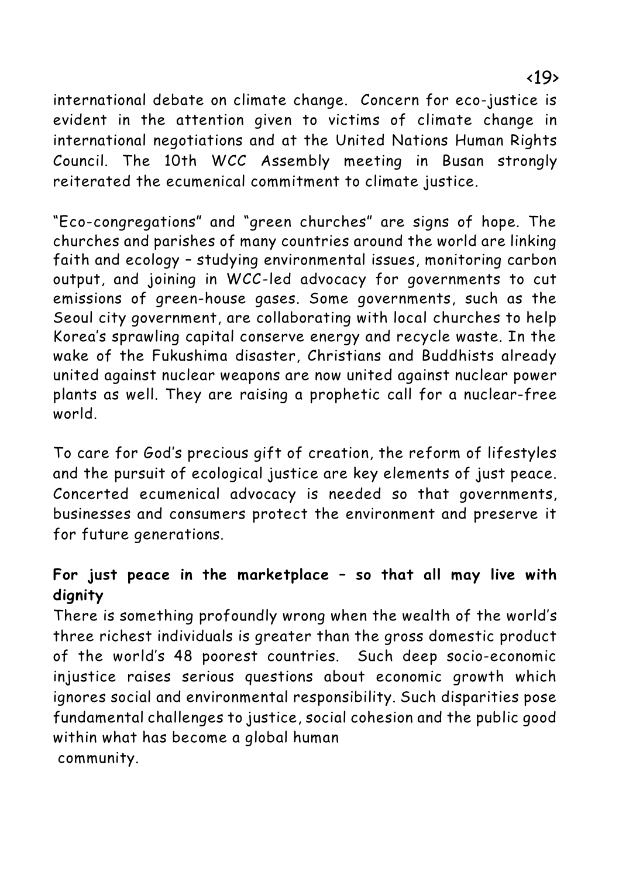international debate on climate change. Concern for eco-justice is evident in the attention given to victims of climate change in international negotiations and at the United Nations Human Rights Council. The 10th WCC Assembly meeting in Busan strongly reiterated the ecumenical commitment to climate justice.

"Eco-congregations" and "green churches" are signs of hope. The churches and parishes of many countries around the world are linking faith and ecology – studying environmental issues, monitoring carbon output, and joining in WCC-led advocacy for governments to cut emissions of green-house gases. Some governments, such as the Seoul city government, are collaborating with local churches to help Korea's sprawling capital conserve energy and recycle waste. In the wake of the Fukushima disaster, Christians and Buddhists already united against nuclear weapons are now united against nuclear power plants as well. They are raising a prophetic call for a nuclear-free world.

To care for God's precious gift of creation, the reform of lifestyles and the pursuit of ecological justice are key elements of just peace. Concerted ecumenical advocacy is needed so that governments, businesses and consumers protect the environment and preserve it for future generations.

**For just peace in the marketplace – so that all may live with dignity**

There is something profoundly wrong when the wealth of the world's three richest individuals is greater than the gross domestic product of the world's 48 poorest countries. Such deep socio-economic injustice raises serious questions about economic growth which ignores social and environmental responsibility. Such disparities pose fundamental challenges to justice, social cohesion and the public good within what has become a global human community.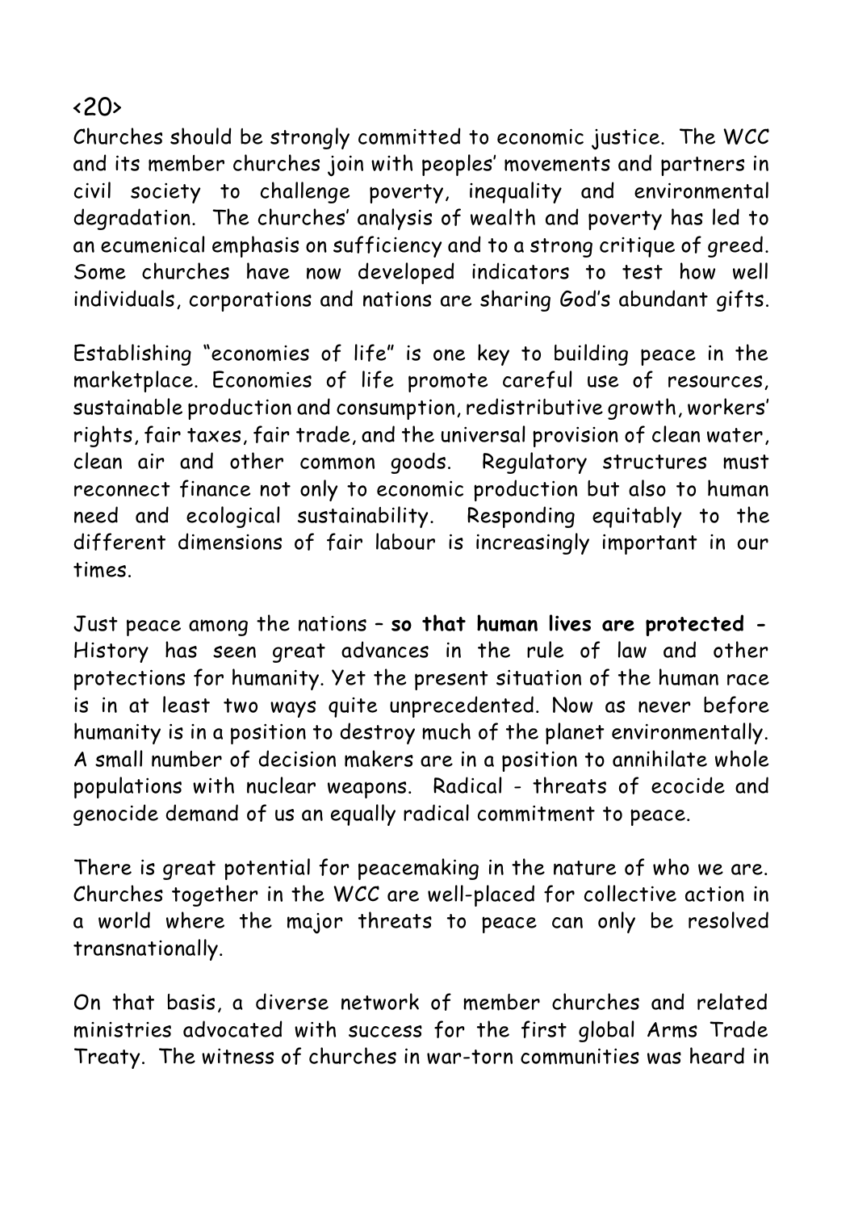<20>

Churches should be strongly committed to economic justice. The WCC and its member churches join with peoples' movements and partners in civil society to challenge poverty, inequality and environmental degradation. The churches' analysis of wealth and poverty has led to an ecumenical emphasis on sufficiency and to a strong critique of greed. Some churches have now developed indicators to test how well individuals, corporations and nations are sharing God's abundant gifts.

Establishing "economies of life" is one key to building peace in the marketplace. Economies of life promote careful use of resources, sustainable production and consumption, redistributive growth, workers' rights, fair taxes, fair trade, and the universal provision of clean water, clean air and other common goods. Regulatory structures must reconnect finance not only to economic production but also to human need and ecological sustainability. Responding equitably to the different dimensions of fair labour is increasingly important in our times.

Just peace among the nations – **so that human lives are protected -** History has seen great advances in the rule of law and other protections for humanity. Yet the present situation of the human race is in at least two ways quite unprecedented. Now as never before humanity is in a position to destroy much of the planet environmentally. A small number of decision makers are in a position to annihilate whole populations with nuclear weapons. Radical - threats of ecocide and genocide demand of us an equally radical commitment to peace.

There is great potential for peacemaking in the nature of who we are. Churches together in the WCC are well-placed for collective action in a world where the major threats to peace can only be resolved transnationally.

On that basis, a diverse network of member churches and related ministries advocated with success for the first global Arms Trade Treaty. The witness of churches in war-torn communities was heard in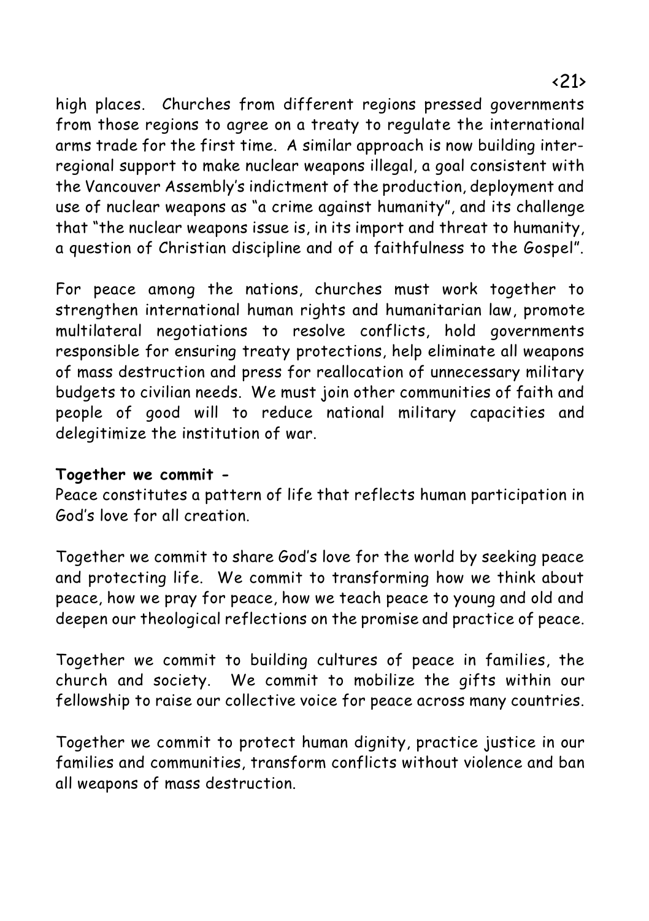high places. Churches from different regions pressed governments from those regions to agree on a treaty to regulate the international arms trade for the first time. A similar approach is now building inter-regional support to make nuclear weapons illegal, a goal consistent with the Vancouver Assembly's indictment of the production, deployment and use of nuclear weapons as "a crime against humanity", and its challenge that "the nuclear weapons issue is, in its import and threat to humanity, a question of Christian discipline and of a faithfulness to the Gospel".

For peace among the nations, churches must work together to strengthen international human rights and humanitarian law, promote multilateral negotiations to resolve conflicts, hold governments responsible for ensuring treaty protections, help eliminate all weapons of mass destruction and press for reallocation of unnecessary military budgets to civilian needs. We must join other communities of faith and people of good will to reduce national military capacities and delegitimize the institution of war.

**Together we commit -**
Peace constitutes a pattern of life that reflects human participation in God's love for all creation.

Together we commit to share God's love for the world by seeking peace and protecting life. We commit to transforming how we think about peace, how we pray for peace, how we teach peace to young and old and deepen our theological reflections on the promise and practice of peace.

Together we commit to building cultures of peace in families, the church and society. We commit to mobilize the gifts within our fellowship to raise our collective voice for peace across many countries.

Together we commit to protect human dignity, practice justice in our families and communities, transform conflicts without violence and ban all weapons of mass destruction.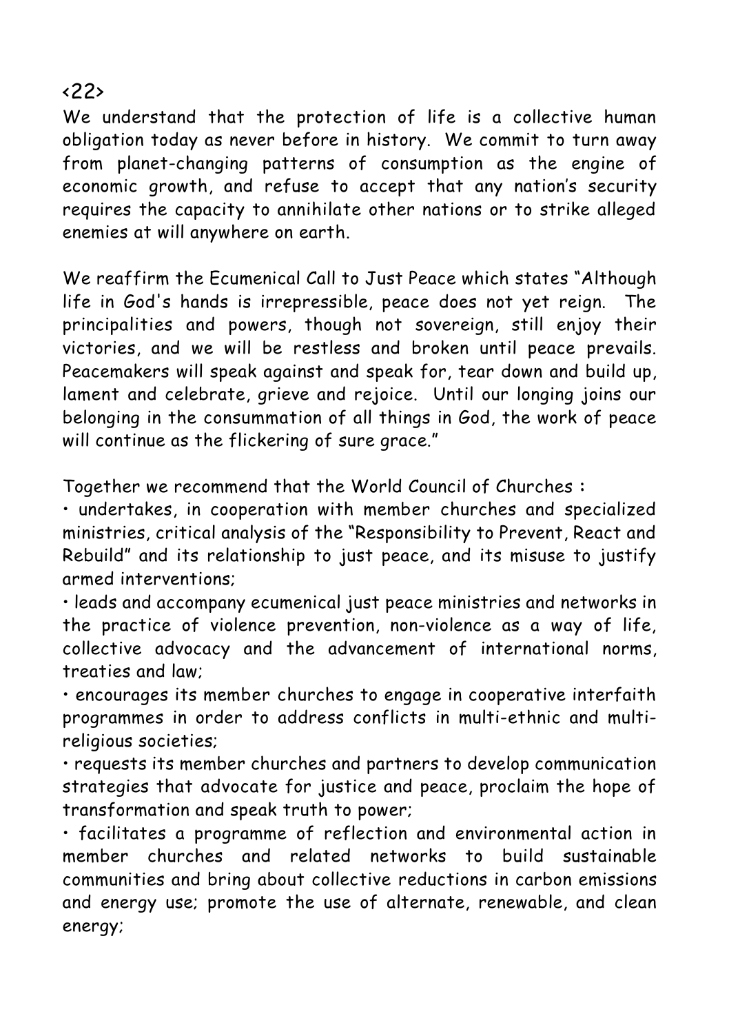<22>

We understand that the protection of life is a collective human obligation today as never before in history. We commit to turn away from planet-changing patterns of consumption as the engine of economic growth, and refuse to accept that any nation's security requires the capacity to annihilate other nations or to strike alleged enemies at will anywhere on earth.

We reaffirm the Ecumenical Call to Just Peace which states "Although life in God's hands is irrepressible, peace does not yet reign. The principalities and powers, though not sovereign, still enjoy their victories, and we will be restless and broken until peace prevails. Peacemakers will speak against and speak for, tear down and build up, lament and celebrate, grieve and rejoice. Until our longing joins our belonging in the consummation of all things in God, the work of peace will continue as the flickering of sure grace."

Together we recommend that the World Council of Churches :

- undertakes, in cooperation with member churches and specialized ministries, critical analysis of the "Responsibility to Prevent, React and Rebuild" and its relationship to just peace, and its misuse to justify armed interventions;
- leads and accompany ecumenical just peace ministries and networks in the practice of violence prevention, non-violence as a way of life, collective advocacy and the advancement of international norms, treaties and law;
- encourages its member churches to engage in cooperative interfaith programmes in order to address conflicts in multi-ethnic and multi-religious societies;
- requests its member churches and partners to develop communication strategies that advocate for justice and peace, proclaim the hope of transformation and speak truth to power;
- facilitates a programme of reflection and environmental action in member churches and related networks to build sustainable communities and bring about collective reductions in carbon emissions and energy use; promote the use of alternate, renewable, and clean energy;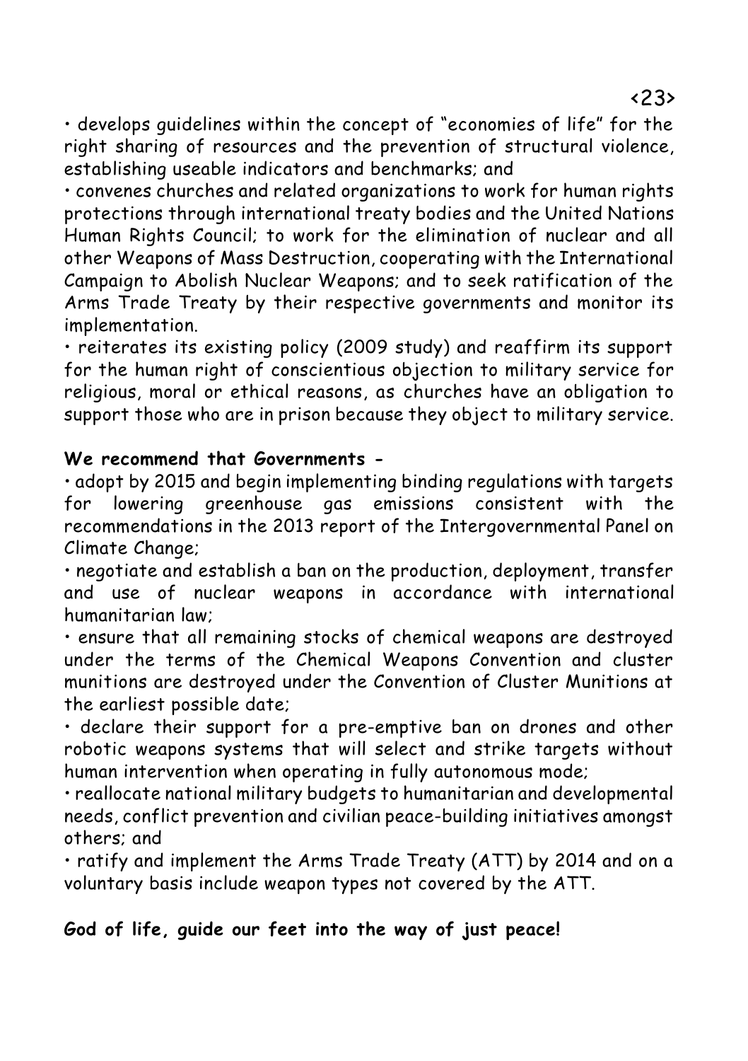- develops guidelines within the concept of "economies of life" for the right sharing of resources and the prevention of structural violence, establishing useable indicators and benchmarks; and
- convenes churches and related organizations to work for human rights protections through international treaty bodies and the United Nations Human Rights Council; to work for the elimination of nuclear and all other Weapons of Mass Destruction, cooperating with the International Campaign to Abolish Nuclear Weapons; and to seek ratification of the Arms Trade Treaty by their respective governments and monitor its implementation.
- reiterates its existing policy (2009 study) and reaffirm its support for the human right of conscientious objection to military service for religious, moral or ethical reasons, as churches have an obligation to support those who are in prison because they object to military service.

**We recommend that Governments -**

- adopt by 2015 and begin implementing binding regulations with targets for lowering greenhouse gas emissions consistent with the recommendations in the 2013 report of the Intergovernmental Panel on Climate Change;
- negotiate and establish a ban on the production, deployment, transfer and use of nuclear weapons in accordance with international humanitarian law;
- ensure that all remaining stocks of chemical weapons are destroyed under the terms of the Chemical Weapons Convention and cluster munitions are destroyed under the Convention of Cluster Munitions at the earliest possible date;
- declare their support for a pre-emptive ban on drones and other robotic weapons systems that will select and strike targets without human intervention when operating in fully autonomous mode;
- reallocate national military budgets to humanitarian and developmental needs, conflict prevention and civilian peace-building initiatives amongst others; and
- ratify and implement the Arms Trade Treaty (ATT) by 2014 and on a voluntary basis include weapon types not covered by the ATT.

**God of life, guide our feet into the way of just peace!**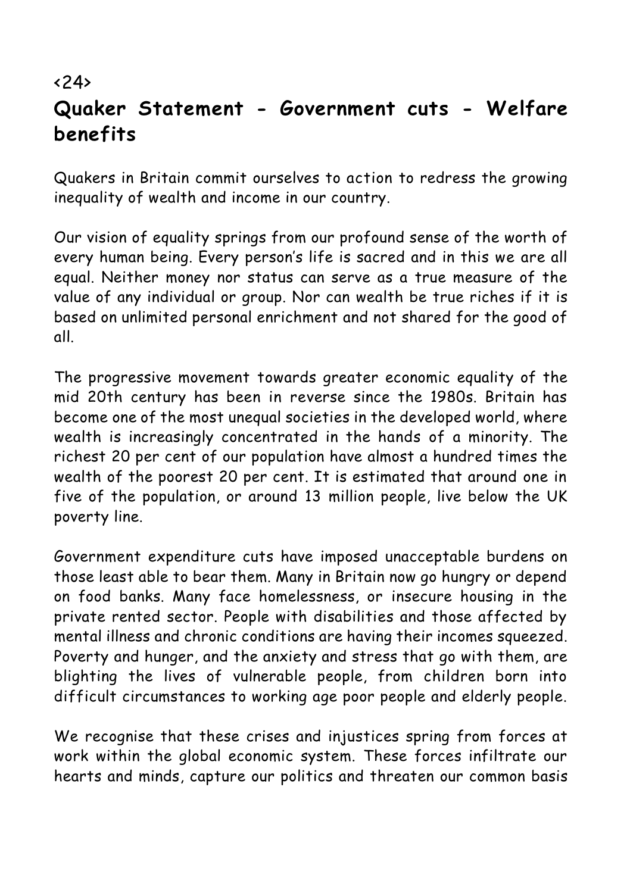<24>

## Quaker Statement - Government cuts - Welfare benefits

Quakers in Britain commit ourselves to action to redress the growing inequality of wealth and income in our country.

Our vision of equality springs from our profound sense of the worth of every human being. Every person's life is sacred and in this we are all equal. Neither money nor status can serve as a true measure of the value of any individual or group. Nor can wealth be true riches if it is based on unlimited personal enrichment and not shared for the good of all.

The progressive movement towards greater economic equality of the mid 20th century has been in reverse since the 1980s. Britain has become one of the most unequal societies in the developed world, where wealth is increasingly concentrated in the hands of a minority. The richest 20 per cent of our population have almost a hundred times the wealth of the poorest 20 per cent. It is estimated that around one in five of the population, or around 13 million people, live below the UK poverty line.

Government expenditure cuts have imposed unacceptable burdens on those least able to bear them. Many in Britain now go hungry or depend on food banks. Many face homelessness, or insecure housing in the private rented sector. People with disabilities and those affected by mental illness and chronic conditions are having their incomes squeezed. Poverty and hunger, and the anxiety and stress that go with them, are blighting the lives of vulnerable people, from children born into difficult circumstances to working age poor people and elderly people.

We recognise that these crises and injustices spring from forces at work within the global economic system. These forces infiltrate our hearts and minds, capture our politics and threaten our common basis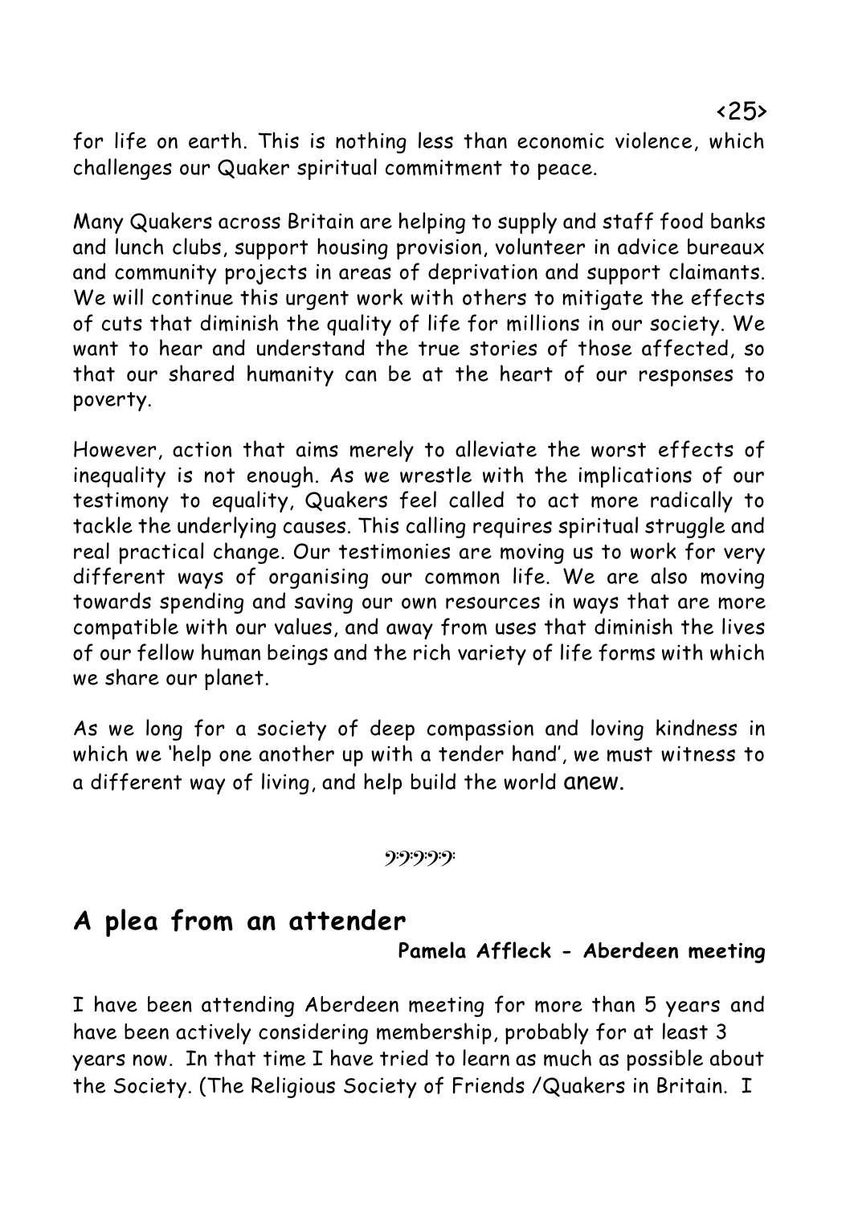for life on earth. This is nothing less than economic violence, which challenges our Quaker spiritual commitment to peace.

Many Quakers across Britain are helping to supply and staff food banks and lunch clubs, support housing provision, volunteer in advice bureaux and community projects in areas of deprivation and support claimants. We will continue this urgent work with others to mitigate the effects of cuts that diminish the quality of life for millions in our society. We want to hear and understand the true stories of those affected, so that our shared humanity can be at the heart of our responses to poverty.

However, action that aims merely to alleviate the worst effects of inequality is not enough. As we wrestle with the implications of our testimony to equality, Quakers feel called to act more radically to tackle the underlying causes. This calling requires spiritual struggle and real practical change. Our testimonies are moving us to work for very different ways of organising our common life. We are also moving towards spending and saving our own resources in ways that are more compatible with our values, and away from uses that diminish the lives of our fellow human beings and the rich variety of life forms with which we share our planet.

As we long for a society of deep compassion and loving kindness in which we 'help one another up with a tender hand', we must witness to a different way of living, and help build the world anew.

## A plea from an attender

**Pamela Affleck - Aberdeen meeting**

I have been attending Aberdeen meeting for more than 5 years and have been actively considering membership, probably for at least 3 years now. In that time I have tried to learn as much as possible about the Society. (The Religious Society of Friends /Quakers in Britain. I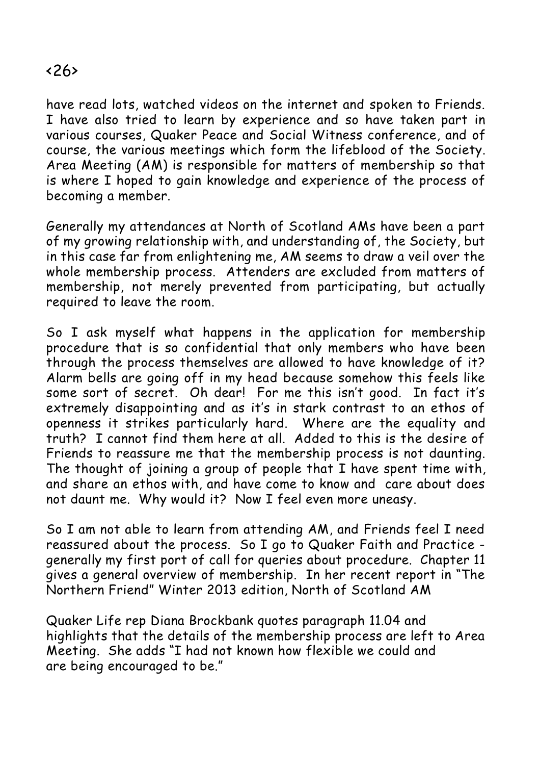have read lots, watched videos on the internet and spoken to Friends. I have also tried to learn by experience and so have taken part in various courses, Quaker Peace and Social Witness conference, and of course, the various meetings which form the lifeblood of the Society. Area Meeting (AM) is responsible for matters of membership so that is where I hoped to gain knowledge and experience of the process of becoming a member.

Generally my attendances at North of Scotland AMs have been a part of my growing relationship with, and understanding of, the Society, but in this case far from enlightening me, AM seems to draw a veil over the whole membership process. Attenders are excluded from matters of membership, not merely prevented from participating, but actually required to leave the room.

So I ask myself what happens in the application for membership procedure that is so confidential that only members who have been through the process themselves are allowed to have knowledge of it? Alarm bells are going off in my head because somehow this feels like some sort of secret. Oh dear! For me this isn't good. In fact it's extremely disappointing and as it's in stark contrast to an ethos of openness it strikes particularly hard. Where are the equality and truth? I cannot find them here at all. Added to this is the desire of Friends to reassure me that the membership process is not daunting. The thought of joining a group of people that I have spent time with, and share an ethos with, and have come to know and care about does not daunt me. Why would it? Now I feel even more uneasy.

So I am not able to learn from attending AM, and Friends feel I need reassured about the process. So I go to Quaker Faith and Practice - generally my first port of call for queries about procedure. Chapter 11 gives a general overview of membership. In her recent report in "The Northern Friend" Winter 2013 edition, North of Scotland AM

Quaker Life rep Diana Brockbank quotes paragraph 11.04 and highlights that the details of the membership process are left to Area Meeting. She adds "I had not known how flexible we could and are being encouraged to be."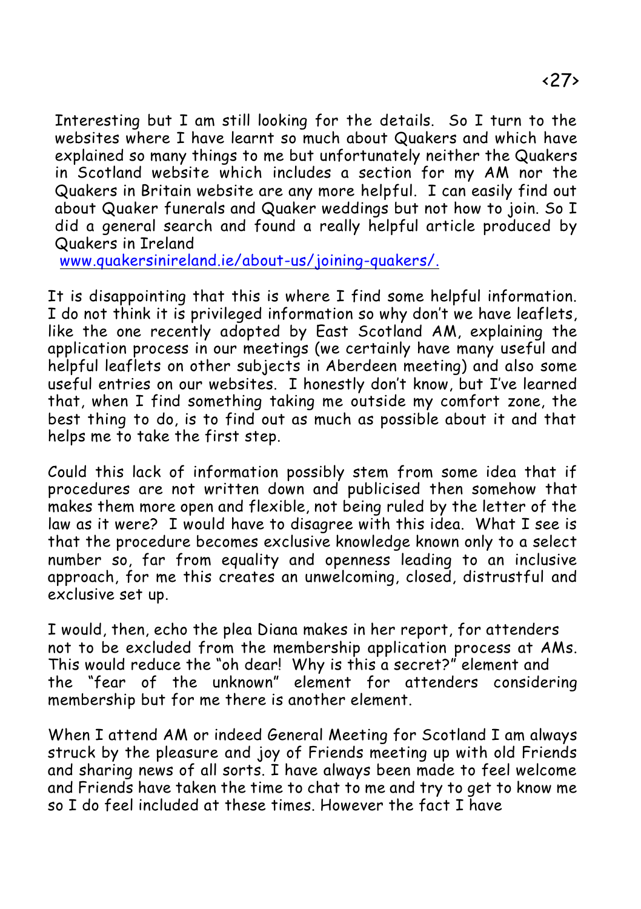Interesting but I am still looking for the details. So I turn to the websites where I have learnt so much about Quakers and which have explained so many things to me but unfortunately neither the Quakers in Scotland website which includes a section for my AM nor the Quakers in Britain website are any more helpful. I can easily find out about Quaker funerals and Quaker weddings but not how to join. So I did a general search and found a really helpful article produced by Quakers in Ireland
www.quakersinireland.ie/about-us/joining-quakers/.

It is disappointing that this is where I find some helpful information. I do not think it is privileged information so why don't we have leaflets, like the one recently adopted by East Scotland AM, explaining the application process in our meetings (we certainly have many useful and helpful leaflets on other subjects in Aberdeen meeting) and also some useful entries on our websites. I honestly don't know, but I've learned that, when I find something taking me outside my comfort zone, the best thing to do, is to find out as much as possible about it and that helps me to take the first step.

Could this lack of information possibly stem from some idea that if procedures are not written down and publicised then somehow that makes them more open and flexible, not being ruled by the letter of the law as it were? I would have to disagree with this idea. What I see is that the procedure becomes exclusive knowledge known only to a select number so, far from equality and openness leading to an inclusive approach, for me this creates an unwelcoming, closed, distrustful and exclusive set up.

I would, then, echo the plea Diana makes in her report, for attenders not to be excluded from the membership application process at AMs. This would reduce the "oh dear! Why is this a secret?" element and the "fear of the unknown" element for attenders considering membership but for me there is another element.

When I attend AM or indeed General Meeting for Scotland I am always struck by the pleasure and joy of Friends meeting up with old Friends and sharing news of all sorts. I have always been made to feel welcome and Friends have taken the time to chat to me and try to get to know me so I do feel included at these times. However the fact I have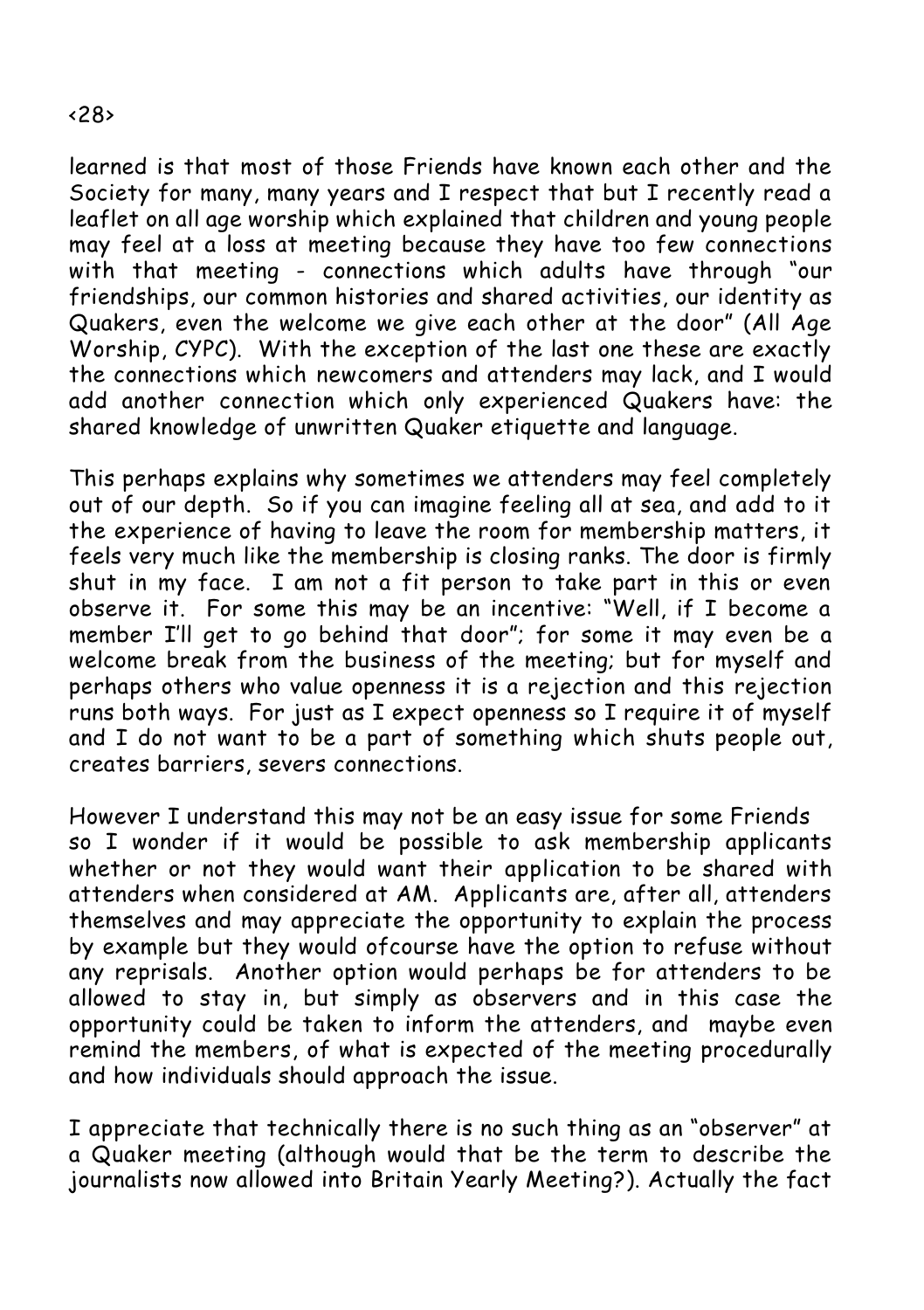learned is that most of those Friends have known each other and the Society for many, many years and I respect that but I recently read a leaflet on all age worship which explained that children and young people may feel at a loss at meeting because they have too few connections with that meeting - connections which adults have through "our friendships, our common histories and shared activities, our identity as Quakers, even the welcome we give each other at the door" (All Age Worship, CYPC). With the exception of the last one these are exactly the connections which newcomers and attenders may lack, and I would add another connection which only experienced Quakers have: the shared knowledge of unwritten Quaker etiquette and language.

This perhaps explains why sometimes we attenders may feel completely out of our depth. So if you can imagine feeling all at sea, and add to it the experience of having to leave the room for membership matters, it feels very much like the membership is closing ranks. The door is firmly shut in my face. I am not a fit person to take part in this or even observe it. For some this may be an incentive: "Well, if I become a member I'll get to go behind that door"; for some it may even be a welcome break from the business of the meeting; but for myself and perhaps others who value openness it is a rejection and this rejection runs both ways. For just as I expect openness so I require it of myself and I do not want to be a part of something which shuts people out, creates barriers, severs connections.

However I understand this may not be an easy issue for some Friends so I wonder if it would be possible to ask membership applicants whether or not they would want their application to be shared with attenders when considered at AM. Applicants are, after all, attenders themselves and may appreciate the opportunity to explain the process by example but they would ofcourse have the option to refuse without any reprisals. Another option would perhaps be for attenders to be allowed to stay in, but simply as observers and in this case the opportunity could be taken to inform the attenders, and maybe even remind the members, of what is expected of the meeting procedurally and how individuals should approach the issue.

I appreciate that technically there is no such thing as an "observer" at a Quaker meeting (although would that be the term to describe the journalists now allowed into Britain Yearly Meeting?). Actually the fact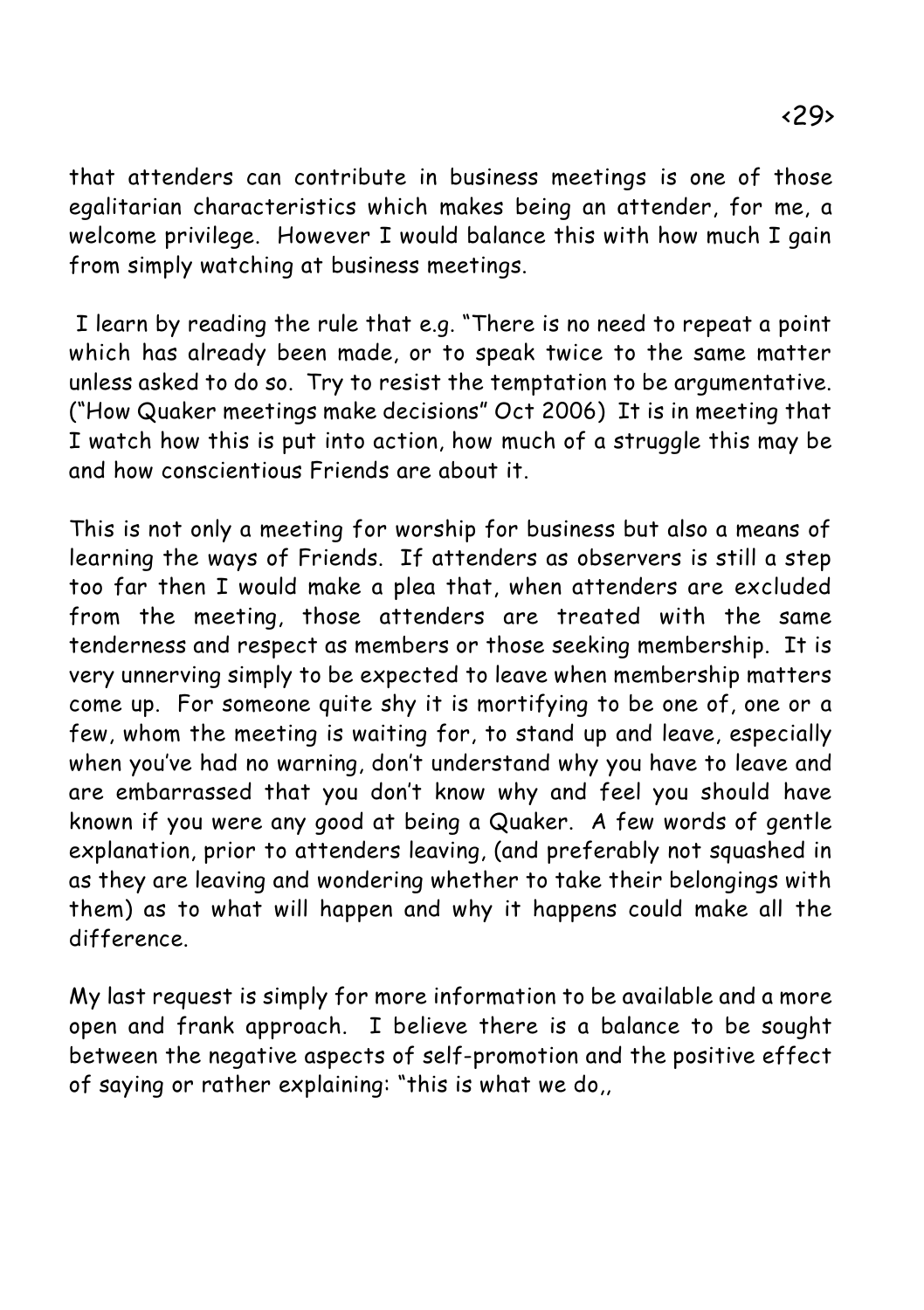that attenders can contribute in business meetings is one of those egalitarian characteristics which makes being an attender, for me, a welcome privilege. However I would balance this with how much I gain from simply watching at business meetings.

I learn by reading the rule that e.g. "There is no need to repeat a point which has already been made, or to speak twice to the same matter unless asked to do so. Try to resist the temptation to be argumentative. ("How Quaker meetings make decisions" Oct 2006) It is in meeting that I watch how this is put into action, how much of a struggle this may be and how conscientious Friends are about it.

This is not only a meeting for worship for business but also a means of learning the ways of Friends. If attenders as observers is still a step too far then I would make a plea that, when attenders are excluded from the meeting, those attenders are treated with the same tenderness and respect as members or those seeking membership. It is very unnerving simply to be expected to leave when membership matters come up. For someone quite shy it is mortifying to be one of, one or a few, whom the meeting is waiting for, to stand up and leave, especially when you've had no warning, don't understand why you have to leave and are embarrassed that you don't know why and feel you should have known if you were any good at being a Quaker. A few words of gentle explanation, prior to attenders leaving, (and preferably not squashed in as they are leaving and wondering whether to take their belongings with them) as to what will happen and why it happens could make all the difference.

My last request is simply for more information to be available and a more open and frank approach. I believe there is a balance to be sought between the negative aspects of self-promotion and the positive effect of saying or rather explaining: "this is what we do,,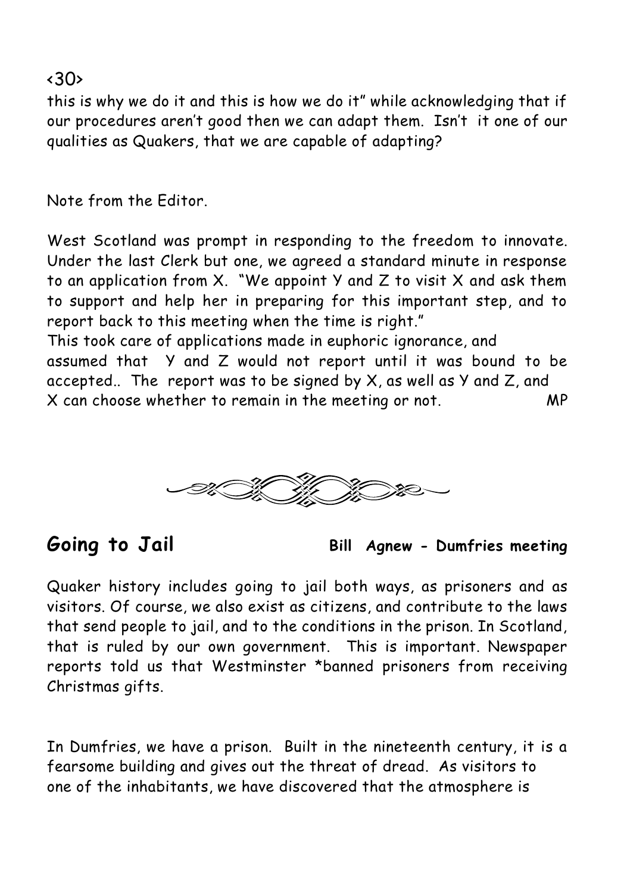this is why we do it and this is how we do it" while acknowledging that if our procedures aren't good then we can adapt them. Isn't it one of our qualities as Quakers, that we are capable of adapting?

Note from the Editor.

West Scotland was prompt in responding to the freedom to innovate. Under the last Clerk but one, we agreed a standard minute in response to an application from X. "We appoint Y and Z to visit X and ask them to support and help her in preparing for this important step, and to report back to this meeting when the time is right."
This took care of applications made in euphoric ignorance, and assumed that Y and Z would not report until it was bound to be accepted.. The report was to be signed by X, as well as Y and Z, and X can choose whether to remain in the meeting or not. MP

## Going to Jail

**Bill Agnew - Dumfries meeting**

Quaker history includes going to jail both ways, as prisoners and as visitors. Of course, we also exist as citizens, and contribute to the laws that send people to jail, and to the conditions in the prison. In Scotland, that is ruled by our own government. This is important. Newspaper reports told us that Westminster *banned prisoners from receiving Christmas gifts.

In Dumfries, we have a prison. Built in the nineteenth century, it is a fearsome building and gives out the threat of dread. As visitors to one of the inhabitants, we have discovered that the atmosphere is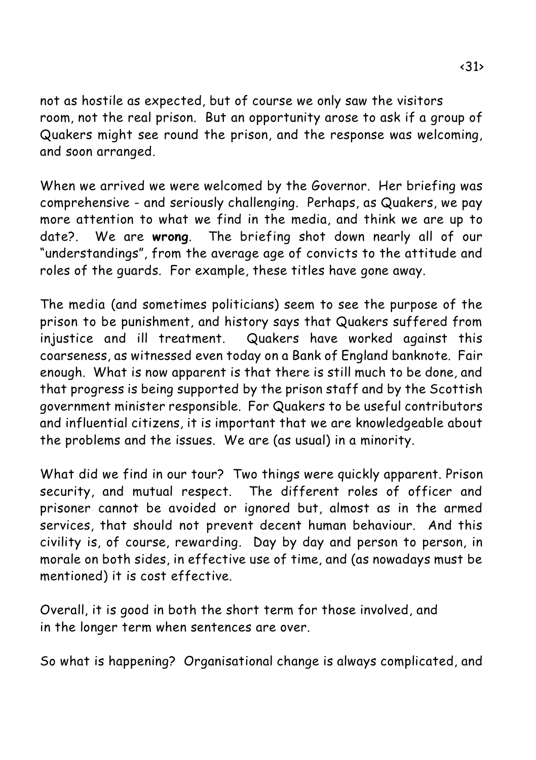not as hostile as expected, but of course we only saw the visitors room, not the real prison. But an opportunity arose to ask if a group of Quakers might see round the prison, and the response was welcoming, and soon arranged.

When we arrived we were welcomed by the Governor. Her briefing was comprehensive - and seriously challenging. Perhaps, as Quakers, we pay more attention to what we find in the media, and think we are up to date?. We are **wrong**. The briefing shot down nearly all of our "understandings", from the average age of convicts to the attitude and roles of the guards. For example, these titles have gone away.

The media (and sometimes politicians) seem to see the purpose of the prison to be punishment, and history says that Quakers suffered from injustice and ill treatment. Quakers have worked against this coarseness, as witnessed even today on a Bank of England banknote. Fair enough. What is now apparent is that there is still much to be done, and that progress is being supported by the prison staff and by the Scottish government minister responsible. For Quakers to be useful contributors and influential citizens, it is important that we are knowledgeable about the problems and the issues. We are (as usual) in a minority.

What did we find in our tour? Two things were quickly apparent. Prison security, and mutual respect. The different roles of officer and prisoner cannot be avoided or ignored but, almost as in the armed services, that should not prevent decent human behaviour. And this civility is, of course, rewarding. Day by day and person to person, in morale on both sides, in effective use of time, and (as nowadays must be mentioned) it is cost effective.

Overall, it is good in both the short term for those involved, and in the longer term when sentences are over.

So what is happening? Organisational change is always complicated, and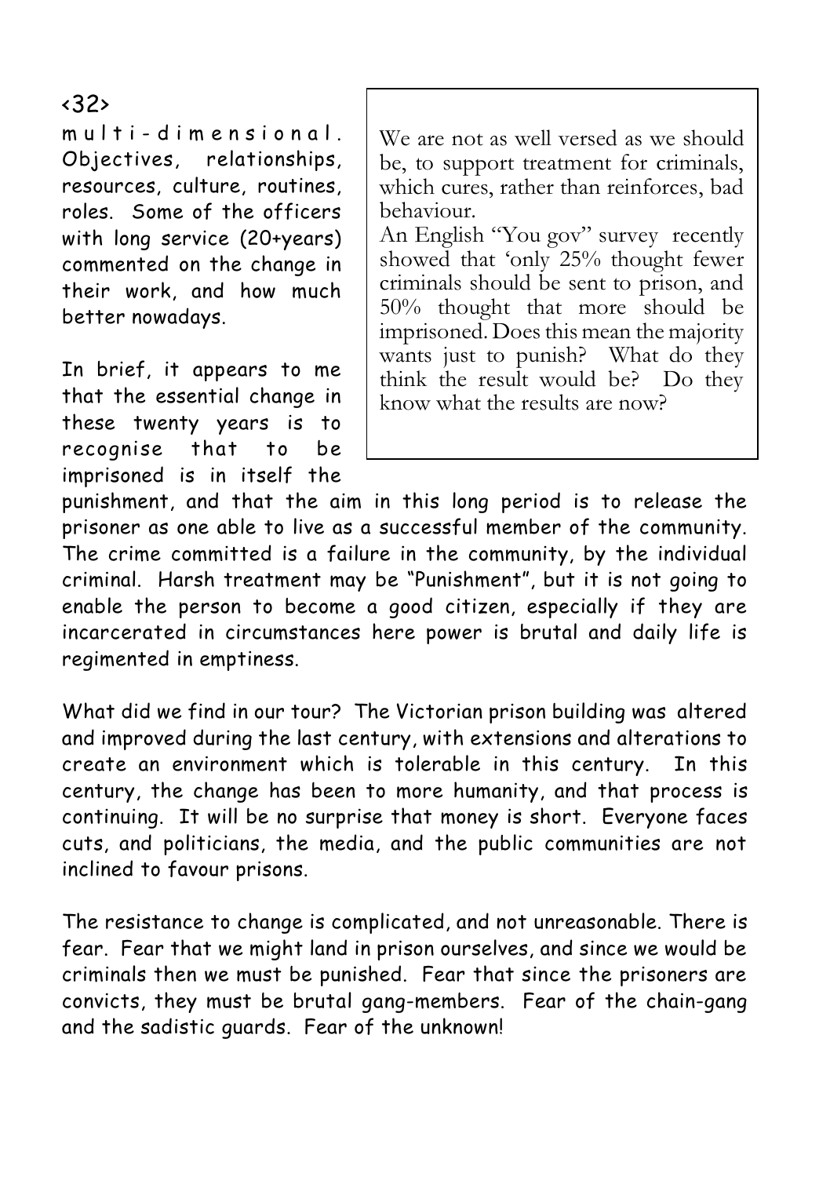multi-dimensional. Objectives, relationships, resources, culture, routines, roles. Some of the officers with long service (20+years) commented on the change in their work, and how much better nowadays.

In brief, it appears to me that the essential change in these twenty years is to recognise that to be imprisoned is in itself the punishment, and that the aim in this long period is to release the prisoner as one able to live as a successful member of the community. The crime committed is a failure in the community, by the individual criminal. Harsh treatment may be "Punishment", but it is not going to enable the person to become a good citizen, especially if they are incarcerated in circumstances here power is brutal and daily life is regimented in emptiness.

> We are not as well versed as we should be, to support treatment for criminals, which cures, rather than reinforces, bad behaviour.
> An English "You gov" survey recently showed that 'only 25% thought fewer criminals should be sent to prison, and 50% thought that more should be imprisoned. Does this mean the majority wants just to punish? What do they think the result would be? Do they know what the results are now?

What did we find in our tour? The Victorian prison building was altered and improved during the last century, with extensions and alterations to create an environment which is tolerable in this century. In this century, the change has been to more humanity, and that process is continuing. It will be no surprise that money is short. Everyone faces cuts, and politicians, the media, and the public communities are not inclined to favour prisons.

The resistance to change is complicated, and not unreasonable. There is fear. Fear that we might land in prison ourselves, and since we would be criminals then we must be punished. Fear that since the prisoners are convicts, they must be brutal gang-members. Fear of the chain-gang and the sadistic guards. Fear of the unknown!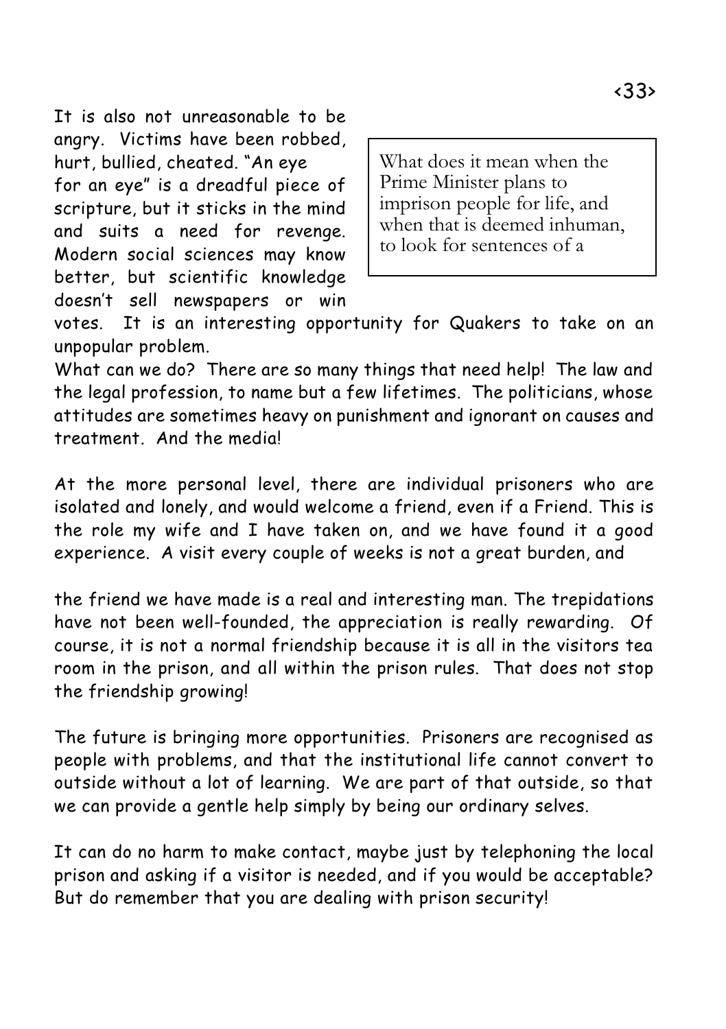It is also not unreasonable to be angry. Victims have been robbed, hurt, bullied, cheated. "An eye for an eye" is a dreadful piece of scripture, but it sticks in the mind and suits a need for revenge. Modern social sciences may know better, but scientific knowledge doesn't sell newspapers or win votes. It is an interesting opportunity for Quakers to take on an unpopular problem.

> What does it mean when the Prime Minister plans to imprison people for life, and when that is deemed inhuman, to look for sentences of a

What can we do? There are so many things that need help! The law and the legal profession, to name but a few lifetimes. The politicians, whose attitudes are sometimes heavy on punishment and ignorant on causes and treatment. And the media!

At the more personal level, there are individual prisoners who are isolated and lonely, and would welcome a friend, even if a Friend. This is the role my wife and I have taken on, and we have found it a good experience. A visit every couple of weeks is not a great burden, and

the friend we have made is a real and interesting man. The trepidations have not been well-founded, the appreciation is really rewarding. Of course, it is not a normal friendship because it is all in the visitors tea room in the prison, and all within the prison rules. That does not stop the friendship growing!

The future is bringing more opportunities. Prisoners are recognised as people with problems, and that the institutional life cannot convert to outside without a lot of learning. We are part of that outside, so that we can provide a gentle help simply by being our ordinary selves.

It can do no harm to make contact, maybe just by telephoning the local prison and asking if a visitor is needed, and if you would be acceptable? But do remember that you are dealing with prison security!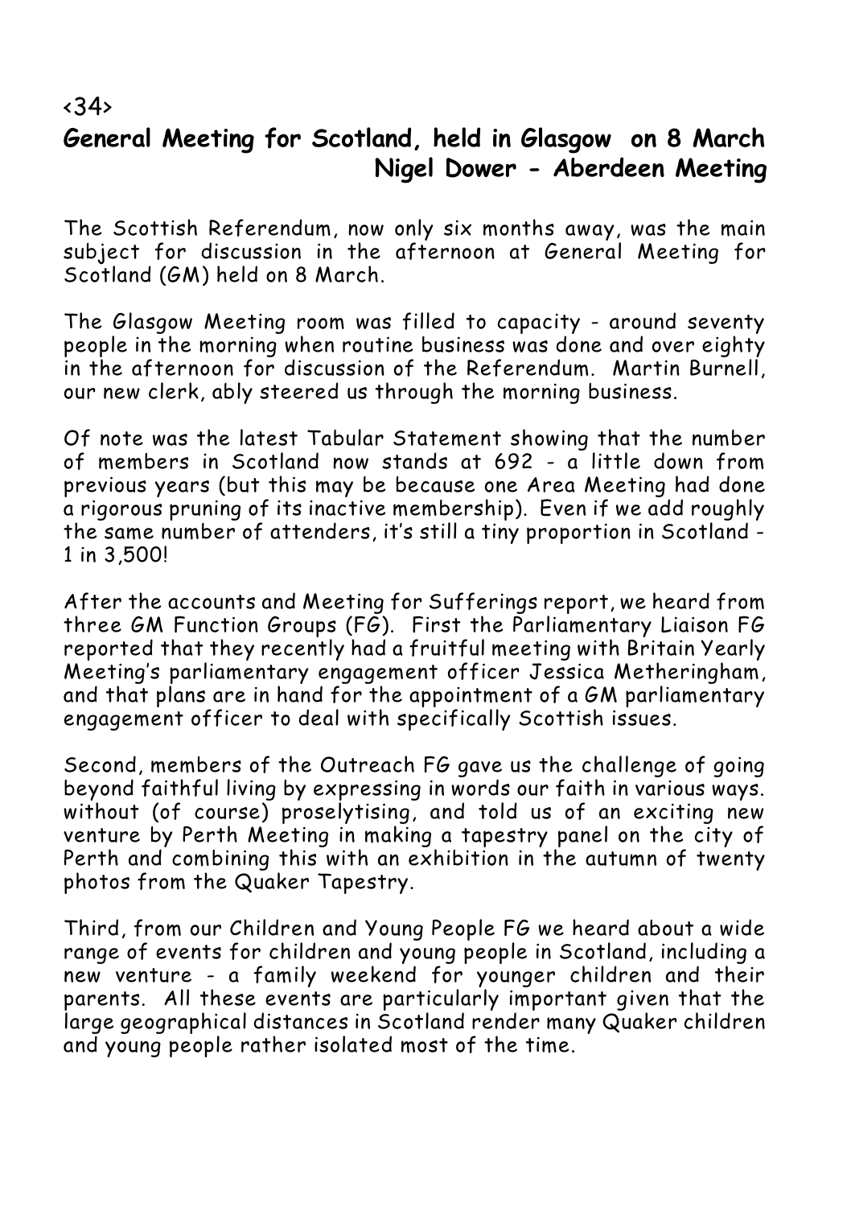<34>

## General Meeting for Scotland, held in Glasgow on 8 March

**Nigel Dower - Aberdeen Meeting**

The Scottish Referendum, now only six months away, was the main subject for discussion in the afternoon at General Meeting for Scotland (GM) held on 8 March.

The Glasgow Meeting room was filled to capacity - around seventy people in the morning when routine business was done and over eighty in the afternoon for discussion of the Referendum. Martin Burnell, our new clerk, ably steered us through the morning business.

Of note was the latest Tabular Statement showing that the number of members in Scotland now stands at 692 - a little down from previous years (but this may be because one Area Meeting had done a rigorous pruning of its inactive membership). Even if we add roughly the same number of attenders, it's still a tiny proportion in Scotland - 1 in 3,500!

After the accounts and Meeting for Sufferings report, we heard from three GM Function Groups (FG). First the Parliamentary Liaison FG reported that they recently had a fruitful meeting with Britain Yearly Meeting's parliamentary engagement officer Jessica Metheringham, and that plans are in hand for the appointment of a GM parliamentary engagement officer to deal with specifically Scottish issues.

Second, members of the Outreach FG gave us the challenge of going beyond faithful living by expressing in words our faith in various ways. without (of course) proselytising, and told us of an exciting new venture by Perth Meeting in making a tapestry panel on the city of Perth and combining this with an exhibition in the autumn of twenty photos from the Quaker Tapestry.

Third, from our Children and Young People FG we heard about a wide range of events for children and young people in Scotland, including a new venture - a family weekend for younger children and their parents. All these events are particularly important given that the large geographical distances in Scotland render many Quaker children and young people rather isolated most of the time.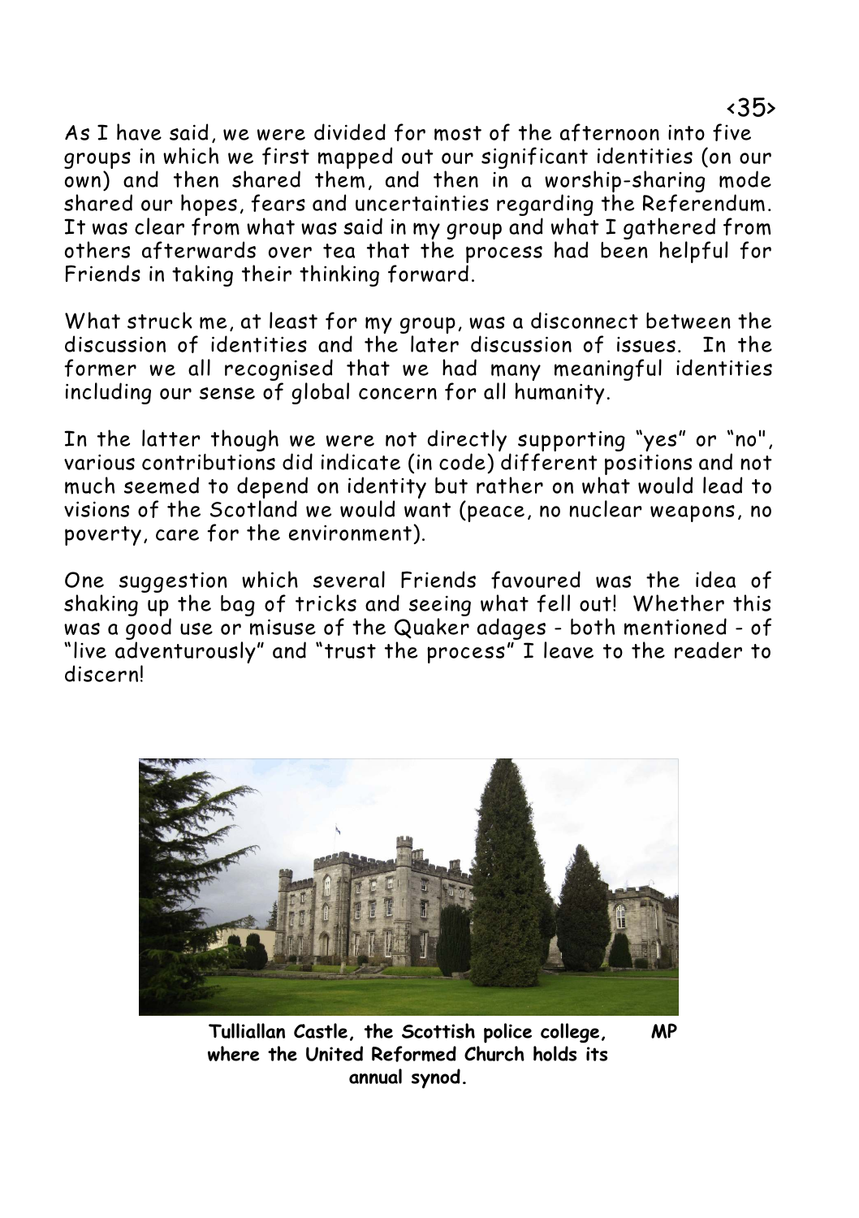As I have said, we were divided for most of the afternoon into five groups in which we first mapped out our significant identities (on our own) and then shared them, and then in a worship-sharing mode shared our hopes, fears and uncertainties regarding the Referendum. It was clear from what was said in my group and what I gathered from others afterwards over tea that the process had been helpful for Friends in taking their thinking forward.

What struck me, at least for my group, was a disconnect between the discussion of identities and the later discussion of issues. In the former we all recognised that we had many meaningful identities including our sense of global concern for all humanity.

In the latter though we were not directly supporting "yes" or "no", various contributions did indicate (in code) different positions and not much seemed to depend on identity but rather on what would lead to visions of the Scotland we would want (peace, no nuclear weapons, no poverty, care for the environment).

One suggestion which several Friends favoured was the idea of shaking up the bag of tricks and seeing what fell out! Whether this was a good use or misuse of the Quaker adages - both mentioned - of "live adventurously" and "trust the process" I leave to the reader to discern!

**Tulliallan Castle, the Scottish police college, where the United Reformed Church holds its annual synod.** **MP**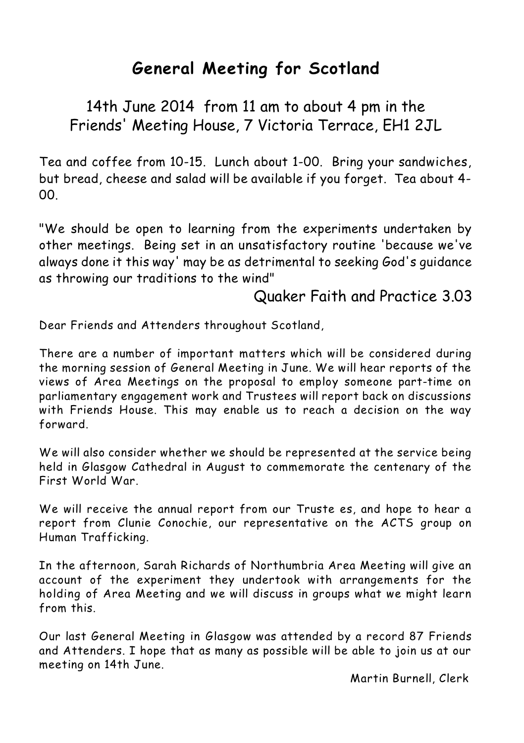## General Meeting for Scotland

14th June 2014 from 11 am to about 4 pm in the Friends' Meeting House, 7 Victoria Terrace, EH1 2JL

Tea and coffee from 10-15. Lunch about 1-00. Bring your sandwiches, but bread, cheese and salad will be available if you forget. Tea about 4-00.

"We should be open to learning from the experiments undertaken by other meetings. Being set in an unsatisfactory routine 'because we've always done it this way' may be as detrimental to seeking God's guidance as throwing our traditions to the wind"

Quaker Faith and Practice 3.03

Dear Friends and Attenders throughout Scotland,

There are a number of important matters which will be considered during the morning session of General Meeting in June. We will hear reports of the views of Area Meetings on the proposal to employ someone part-time on parliamentary engagement work and Trustees will report back on discussions with Friends House. This may enable us to reach a decision on the way forward.

We will also consider whether we should be represented at the service being held in Glasgow Cathedral in August to commemorate the centenary of the First World War.

We will receive the annual report from our Truste es, and hope to hear a report from Clunie Conochie, our representative on the ACTS group on Human Trafficking.

In the afternoon, Sarah Richards of Northumbria Area Meeting will give an account of the experiment they undertook with arrangements for the holding of Area Meeting and we will discuss in groups what we might learn from this.

Our last General Meeting in Glasgow was attended by a record 87 Friends and Attenders. I hope that as many as possible will be able to join us at our meeting on 14th June.

Martin Burnell, Clerk